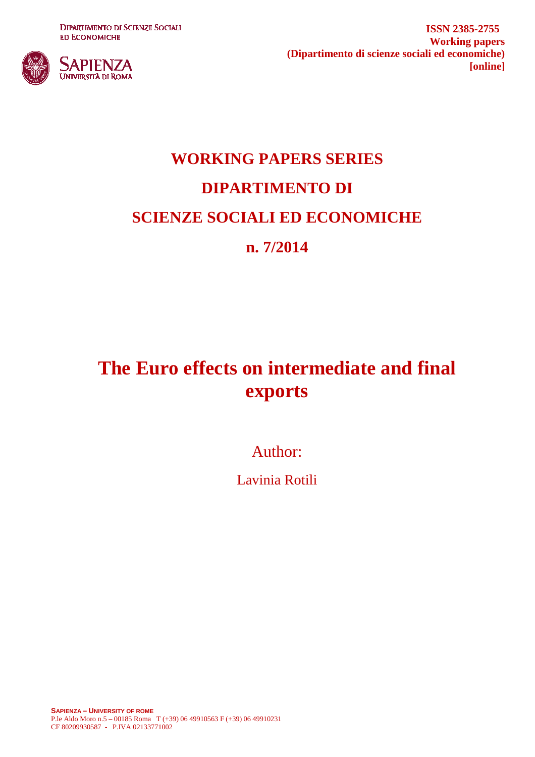DIPARTIMENTO DI SCIENZE SOCIALI ED ECONOMICHE

SAPIENZA UNIVERSITÀ DI ROMA

**ISSN 2385-2755**
**Working papers**
**(Dipartimento di scienze sociali ed economiche)**
**[online]**

# WORKING PAPERS SERIES
# DIPARTIMENTO DI
# SCIENZE SOCIALI ED ECONOMICHE
# n. 7/2014

# The Euro effects on intermediate and final exports

Author:

Lavinia Rotili

**SAPIENZA – UNIVERSITY OF ROME**
P.le Aldo Moro n.5 – 00185 Roma T (+39) 06 49910563 F (+39) 06 49910231
CF 80209930587 - P.IVA 02133771002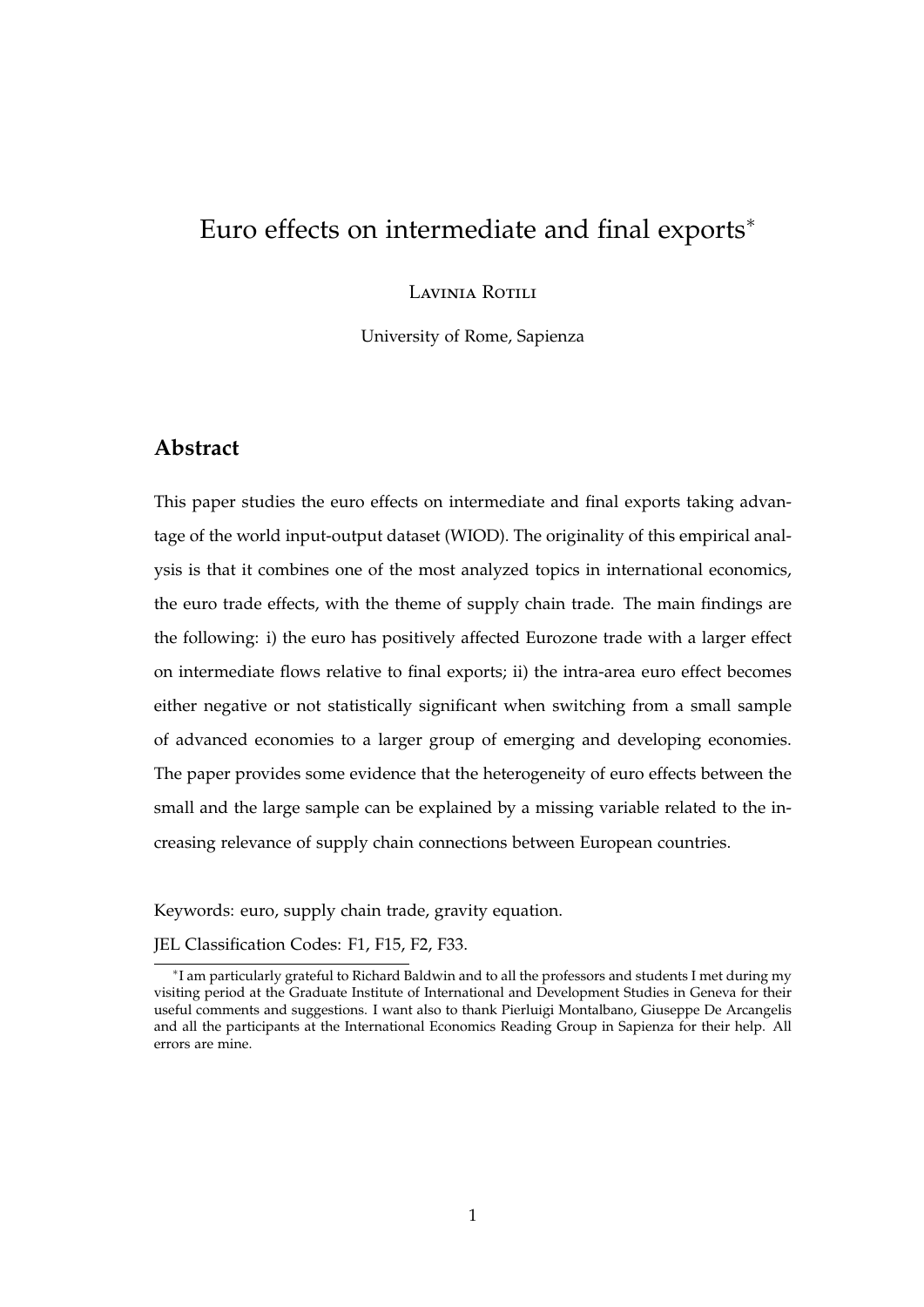# Euro effects on intermediate and final exports*

Lavinia Rotili

University of Rome, Sapienza

## Abstract

This paper studies the euro effects on intermediate and final exports taking advantage of the world input-output dataset (WIOD). The originality of this empirical analysis is that it combines one of the most analyzed topics in international economics, the euro trade effects, with the theme of supply chain trade. The main findings are the following: i) the euro has positively affected Eurozone trade with a larger effect on intermediate flows relative to final exports; ii) the intra-area euro effect becomes either negative or not statistically significant when switching from a small sample of advanced economies to a larger group of emerging and developing economies. The paper provides some evidence that the heterogeneity of euro effects between the small and the large sample can be explained by a missing variable related to the increasing relevance of supply chain connections between European countries.

Keywords: euro, supply chain trade, gravity equation.

JEL Classification Codes: F1, F15, F2, F33.

*I am particularly grateful to Richard Baldwin and to all the professors and students I met during my visiting period at the Graduate Institute of International and Development Studies in Geneva for their useful comments and suggestions. I want also to thank Pierluigi Montalbano, Giuseppe De Arcangelis and all the participants at the International Economics Reading Group in Sapienza for their help. All errors are mine.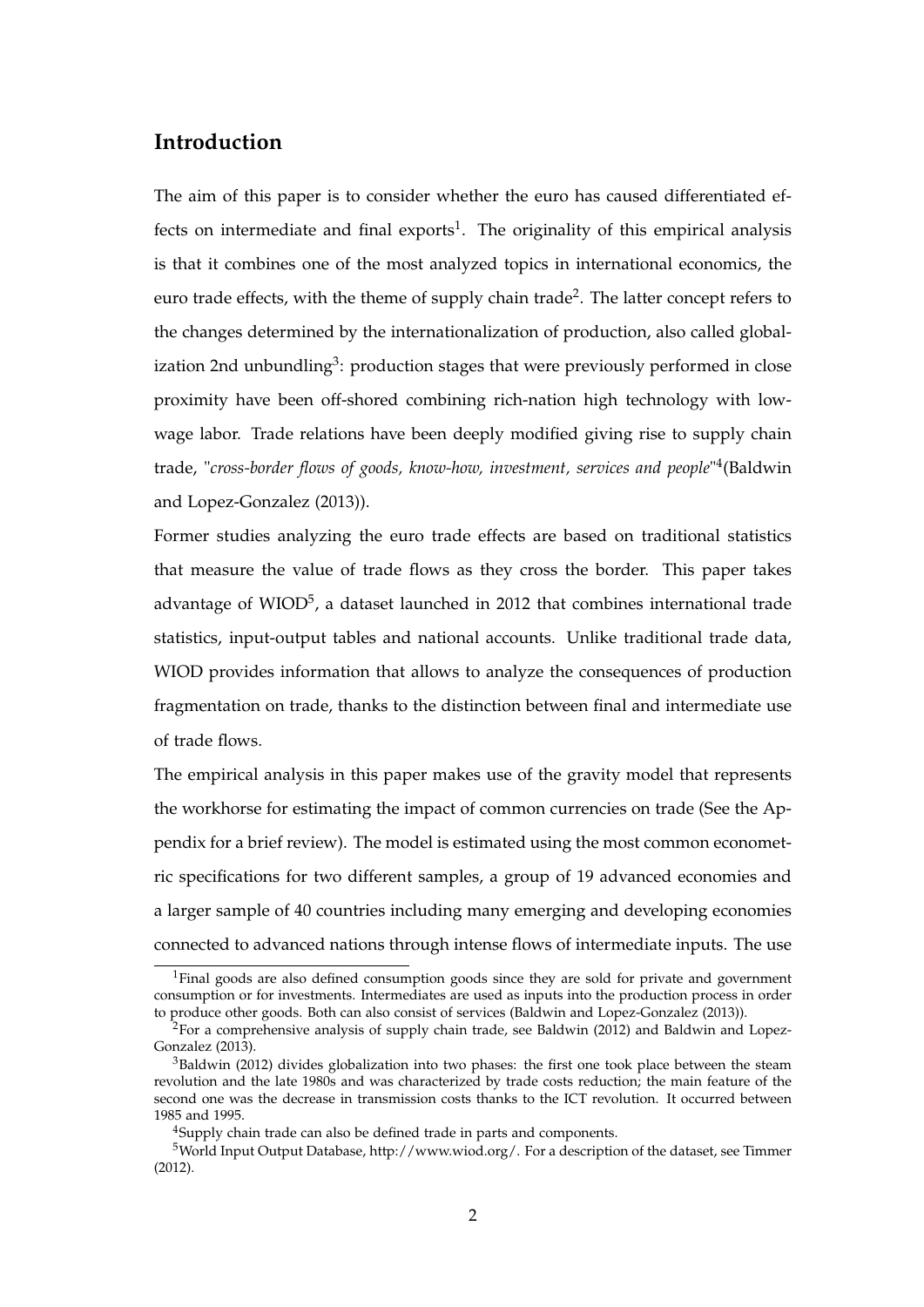## Introduction

The aim of this paper is to consider whether the euro has caused differentiated effects on intermediate and final exports[1]. The originality of this empirical analysis is that it combines one of the most analyzed topics in international economics, the euro trade effects, with the theme of supply chain trade[2]. The latter concept refers to the changes determined by the internationalization of production, also called globalization 2nd unbundling[3]: production stages that were previously performed in close proximity have been off-shored combining rich-nation high technology with low-wage labor. Trade relations have been deeply modified giving rise to supply chain trade, "*cross-border flows of goods, know-how, investment, services and people*"[4](Baldwin and Lopez-Gonzalez (2013)).

Former studies analyzing the euro trade effects are based on traditional statistics that measure the value of trade flows as they cross the border. This paper takes advantage of WIOD[5], a dataset launched in 2012 that combines international trade statistics, input-output tables and national accounts. Unlike traditional trade data, WIOD provides information that allows to analyze the consequences of production fragmentation on trade, thanks to the distinction between final and intermediate use of trade flows.

The empirical analysis in this paper makes use of the gravity model that represents the workhorse for estimating the impact of common currencies on trade (See the Appendix for a brief review). The model is estimated using the most common econometric specifications for two different samples, a group of 19 advanced economies and a larger sample of 40 countries including many emerging and developing economies connected to advanced nations through intense flows of intermediate inputs. The use

---

[1] Final goods are also defined consumption goods since they are sold for private and government consumption or for investments. Intermediates are used as inputs into the production process in order to produce other goods. Both can also consist of services (Baldwin and Lopez-Gonzalez (2013)).

[2] For a comprehensive analysis of supply chain trade, see Baldwin (2012) and Baldwin and Lopez-Gonzalez (2013).

[3] Baldwin (2012) divides globalization into two phases: the first one took place between the steam revolution and the late 1980s and was characterized by trade costs reduction; the main feature of the second one was the decrease in transmission costs thanks to the ICT revolution. It occurred between 1985 and 1995.

[4] Supply chain trade can also be defined trade in parts and components.

[5] World Input Output Database, http://www.wiod.org/. For a description of the dataset, see Timmer (2012).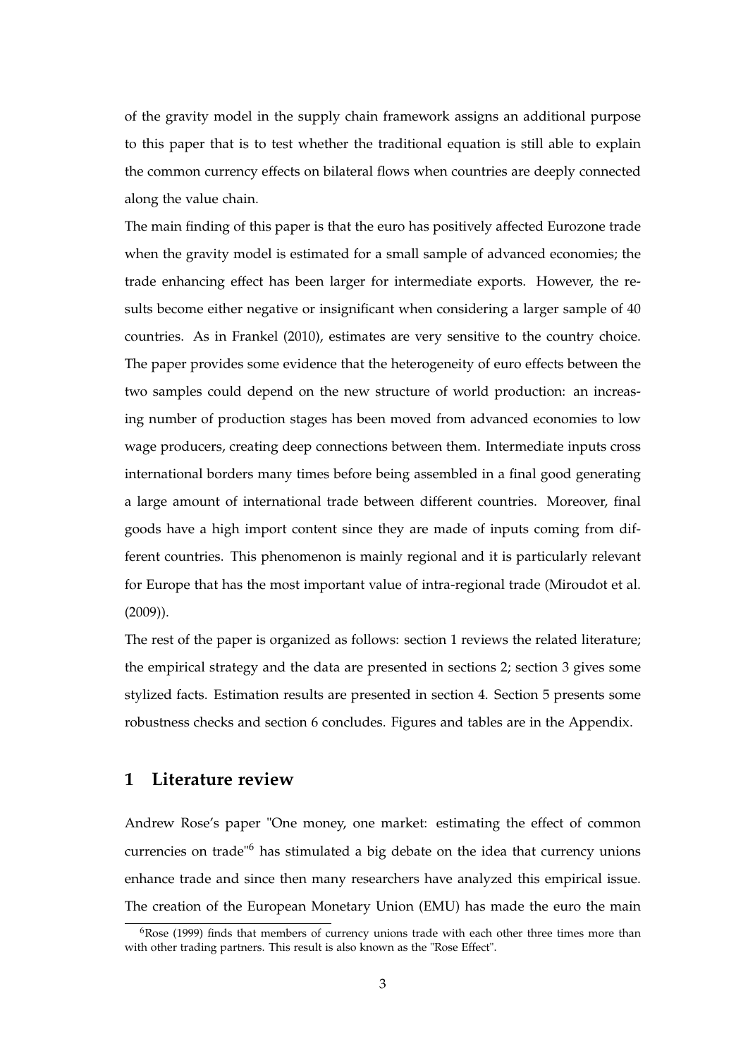of the gravity model in the supply chain framework assigns an additional purpose to this paper that is to test whether the traditional equation is still able to explain the common currency effects on bilateral flows when countries are deeply connected along the value chain.

The main finding of this paper is that the euro has positively affected Eurozone trade when the gravity model is estimated for a small sample of advanced economies; the trade enhancing effect has been larger for intermediate exports. However, the results become either negative or insignificant when considering a larger sample of 40 countries. As in Frankel (2010), estimates are very sensitive to the country choice. The paper provides some evidence that the heterogeneity of euro effects between the two samples could depend on the new structure of world production: an increasing number of production stages has been moved from advanced economies to low wage producers, creating deep connections between them. Intermediate inputs cross international borders many times before being assembled in a final good generating a large amount of international trade between different countries. Moreover, final goods have a high import content since they are made of inputs coming from different countries. This phenomenon is mainly regional and it is particularly relevant for Europe that has the most important value of intra-regional trade (Miroudot et al. (2009)).

The rest of the paper is organized as follows: section 1 reviews the related literature; the empirical strategy and the data are presented in sections 2; section 3 gives some stylized facts. Estimation results are presented in section 4. Section 5 presents some robustness checks and section 6 concludes. Figures and tables are in the Appendix.

## 1 Literature review

Andrew Rose's paper "One money, one market: estimating the effect of common currencies on trade"[6] has stimulated a big debate on the idea that currency unions enhance trade and since then many researchers have analyzed this empirical issue. The creation of the European Monetary Union (EMU) has made the euro the main

[6] Rose (1999) finds that members of currency unions trade with each other three times more than with other trading partners. This result is also known as the "Rose Effect".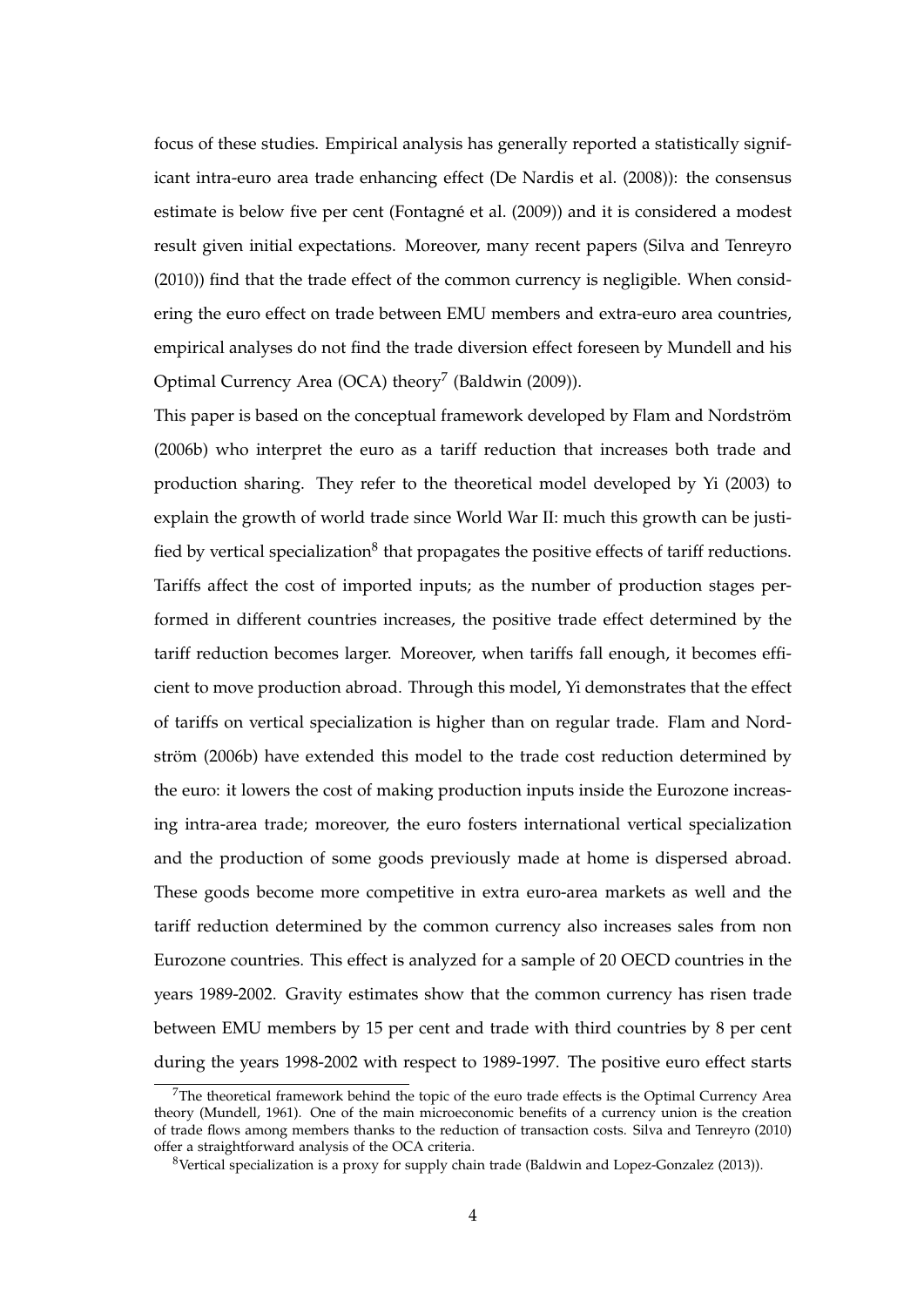focus of these studies. Empirical analysis has generally reported a statistically significant intra-euro area trade enhancing effect (De Nardis et al. (2008)): the consensus estimate is below five per cent (Fontagné et al. (2009)) and it is considered a modest result given initial expectations. Moreover, many recent papers (Silva and Tenreyro (2010)) find that the trade effect of the common currency is negligible. When considering the euro effect on trade between EMU members and extra-euro area countries, empirical analyses do not find the trade diversion effect foreseen by Mundell and his Optimal Currency Area (OCA) theory[7] (Baldwin (2009)).

This paper is based on the conceptual framework developed by Flam and Nordström (2006b) who interpret the euro as a tariff reduction that increases both trade and production sharing. They refer to the theoretical model developed by Yi (2003) to explain the growth of world trade since World War II: much this growth can be justified by vertical specialization[8] that propagates the positive effects of tariff reductions. Tariffs affect the cost of imported inputs; as the number of production stages performed in different countries increases, the positive trade effect determined by the tariff reduction becomes larger. Moreover, when tariffs fall enough, it becomes efficient to move production abroad. Through this model, Yi demonstrates that the effect of tariffs on vertical specialization is higher than on regular trade. Flam and Nordström (2006b) have extended this model to the trade cost reduction determined by the euro: it lowers the cost of making production inputs inside the Eurozone increasing intra-area trade; moreover, the euro fosters international vertical specialization and the production of some goods previously made at home is dispersed abroad. These goods become more competitive in extra euro-area markets as well and the tariff reduction determined by the common currency also increases sales from non Eurozone countries. This effect is analyzed for a sample of 20 OECD countries in the years 1989-2002. Gravity estimates show that the common currency has risen trade between EMU members by 15 per cent and trade with third countries by 8 per cent during the years 1998-2002 with respect to 1989-1997. The positive euro effect starts

[7] The theoretical framework behind the topic of the euro trade effects is the Optimal Currency Area theory (Mundell, 1961). One of the main microeconomic benefits of a currency union is the creation of trade flows among members thanks to the reduction of transaction costs. Silva and Tenreyro (2010) offer a straightforward analysis of the OCA criteria.

[8] Vertical specialization is a proxy for supply chain trade (Baldwin and Lopez-Gonzalez (2013)).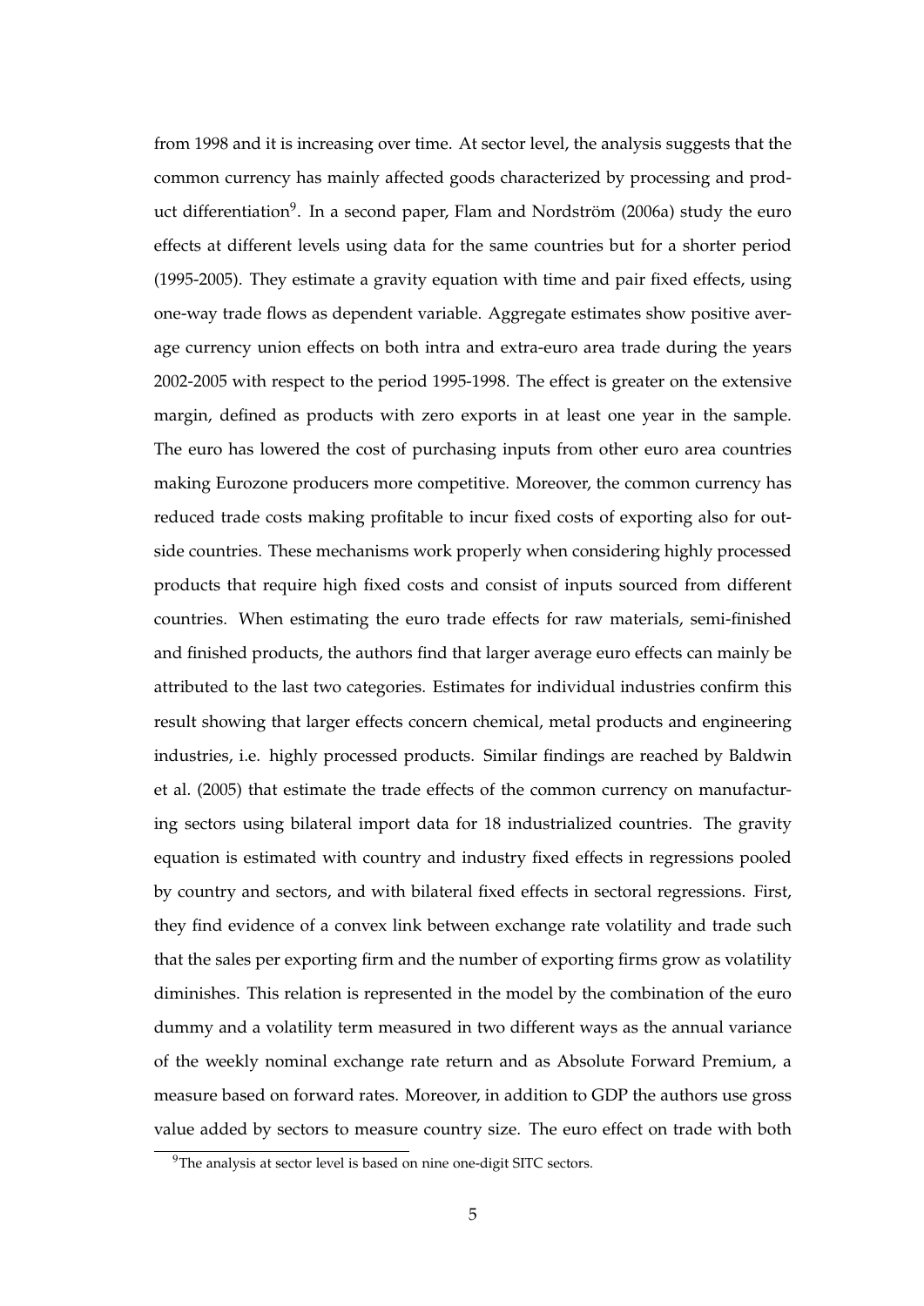from 1998 and it is increasing over time. At sector level, the analysis suggests that the common currency has mainly affected goods characterized by processing and product differentiation[9]. In a second paper, Flam and Nordström (2006a) study the euro effects at different levels using data for the same countries but for a shorter period (1995-2005). They estimate a gravity equation with time and pair fixed effects, using one-way trade flows as dependent variable. Aggregate estimates show positive average currency union effects on both intra and extra-euro area trade during the years 2002-2005 with respect to the period 1995-1998. The effect is greater on the extensive margin, defined as products with zero exports in at least one year in the sample. The euro has lowered the cost of purchasing inputs from other euro area countries making Eurozone producers more competitive. Moreover, the common currency has reduced trade costs making profitable to incur fixed costs of exporting also for outside countries. These mechanisms work properly when considering highly processed products that require high fixed costs and consist of inputs sourced from different countries. When estimating the euro trade effects for raw materials, semi-finished and finished products, the authors find that larger average euro effects can mainly be attributed to the last two categories. Estimates for individual industries confirm this result showing that larger effects concern chemical, metal products and engineering industries, i.e. highly processed products. Similar findings are reached by Baldwin et al. (2005) that estimate the trade effects of the common currency on manufacturing sectors using bilateral import data for 18 industrialized countries. The gravity equation is estimated with country and industry fixed effects in regressions pooled by country and sectors, and with bilateral fixed effects in sectoral regressions. First, they find evidence of a convex link between exchange rate volatility and trade such that the sales per exporting firm and the number of exporting firms grow as volatility diminishes. This relation is represented in the model by the combination of the euro dummy and a volatility term measured in two different ways as the annual variance of the weekly nominal exchange rate return and as Absolute Forward Premium, a measure based on forward rates. Moreover, in addition to GDP the authors use gross value added by sectors to measure country size. The euro effect on trade with both

[9]The analysis at sector level is based on nine one-digit SITC sectors.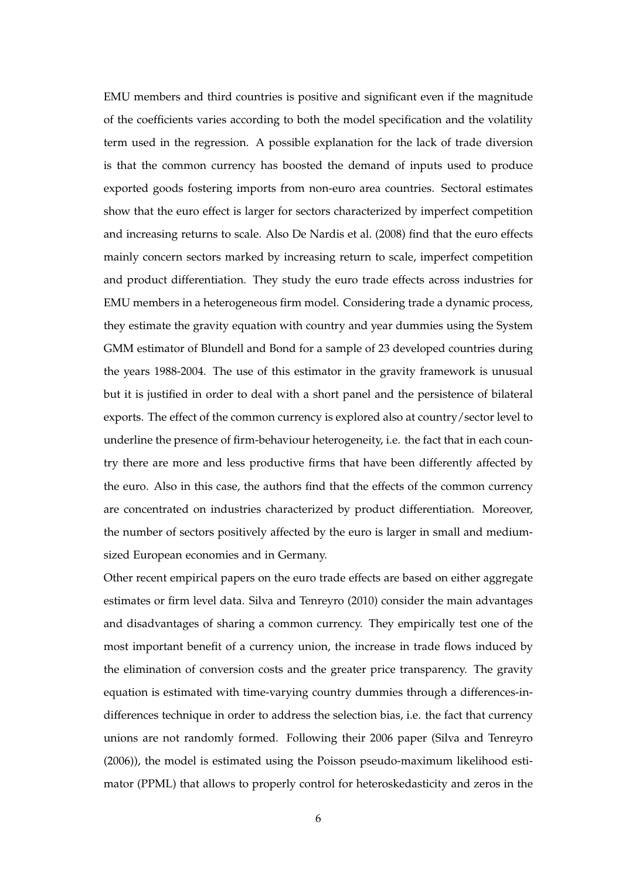EMU members and third countries is positive and significant even if the magnitude of the coefficients varies according to both the model specification and the volatility term used in the regression. A possible explanation for the lack of trade diversion is that the common currency has boosted the demand of inputs used to produce exported goods fostering imports from non-euro area countries. Sectoral estimates show that the euro effect is larger for sectors characterized by imperfect competition and increasing returns to scale. Also De Nardis et al. (2008) find that the euro effects mainly concern sectors marked by increasing return to scale, imperfect competition and product differentiation. They study the euro trade effects across industries for EMU members in a heterogeneous firm model. Considering trade a dynamic process, they estimate the gravity equation with country and year dummies using the System GMM estimator of Blundell and Bond for a sample of 23 developed countries during the years 1988-2004. The use of this estimator in the gravity framework is unusual but it is justified in order to deal with a short panel and the persistence of bilateral exports. The effect of the common currency is explored also at country/sector level to underline the presence of firm-behaviour heterogeneity, i.e. the fact that in each country there are more and less productive firms that have been differently affected by the euro. Also in this case, the authors find that the effects of the common currency are concentrated on industries characterized by product differentiation. Moreover, the number of sectors positively affected by the euro is larger in small and medium-sized European economies and in Germany.

Other recent empirical papers on the euro trade effects are based on either aggregate estimates or firm level data. Silva and Tenreyro (2010) consider the main advantages and disadvantages of sharing a common currency. They empirically test one of the most important benefit of a currency union, the increase in trade flows induced by the elimination of conversion costs and the greater price transparency. The gravity equation is estimated with time-varying country dummies through a differences-in-differences technique in order to address the selection bias, i.e. the fact that currency unions are not randomly formed. Following their 2006 paper (Silva and Tenreyro (2006)), the model is estimated using the Poisson pseudo-maximum likelihood estimator (PPML) that allows to properly control for heteroskedasticity and zeros in the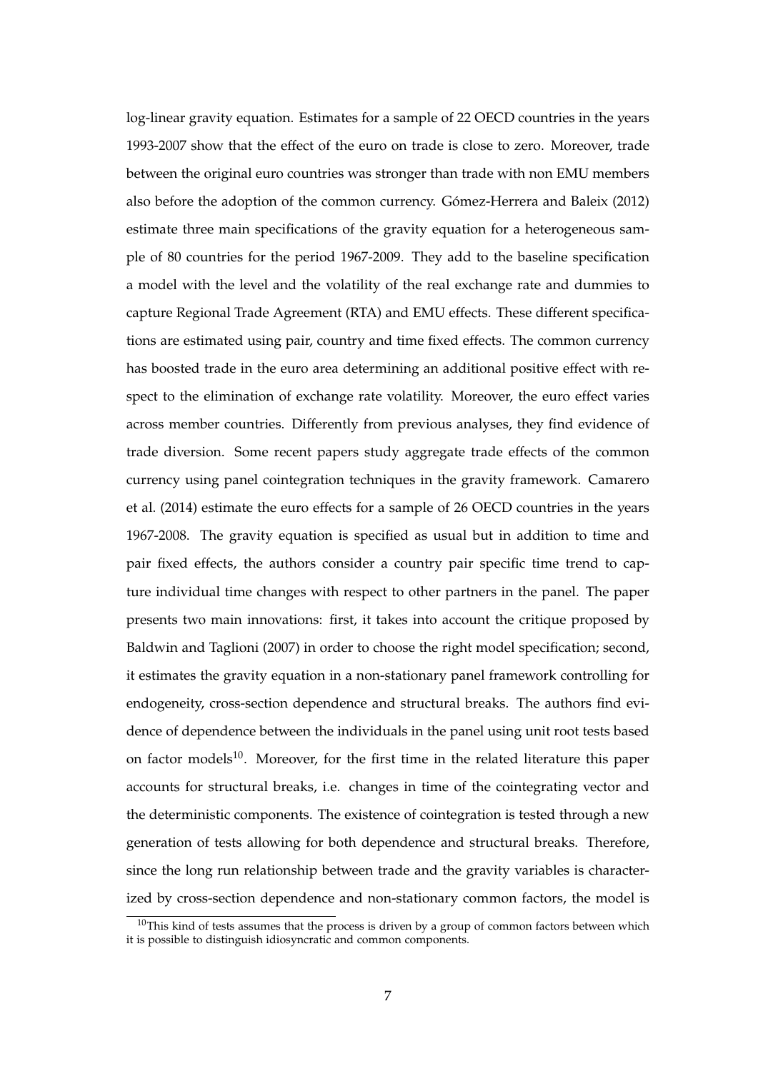log-linear gravity equation. Estimates for a sample of 22 OECD countries in the years 1993-2007 show that the effect of the euro on trade is close to zero. Moreover, trade between the original euro countries was stronger than trade with non EMU members also before the adoption of the common currency. Gómez-Herrera and Baleix (2012) estimate three main specifications of the gravity equation for a heterogeneous sample of 80 countries for the period 1967-2009. They add to the baseline specification a model with the level and the volatility of the real exchange rate and dummies to capture Regional Trade Agreement (RTA) and EMU effects. These different specifications are estimated using pair, country and time fixed effects. The common currency has boosted trade in the euro area determining an additional positive effect with respect to the elimination of exchange rate volatility. Moreover, the euro effect varies across member countries. Differently from previous analyses, they find evidence of trade diversion. Some recent papers study aggregate trade effects of the common currency using panel cointegration techniques in the gravity framework. Camarero et al. (2014) estimate the euro effects for a sample of 26 OECD countries in the years 1967-2008. The gravity equation is specified as usual but in addition to time and pair fixed effects, the authors consider a country pair specific time trend to capture individual time changes with respect to other partners in the panel. The paper presents two main innovations: first, it takes into account the critique proposed by Baldwin and Taglioni (2007) in order to choose the right model specification; second, it estimates the gravity equation in a non-stationary panel framework controlling for endogeneity, cross-section dependence and structural breaks. The authors find evidence of dependence between the individuals in the panel using unit root tests based on factor models[10]. Moreover, for the first time in the related literature this paper accounts for structural breaks, i.e. changes in time of the cointegrating vector and the deterministic components. The existence of cointegration is tested through a new generation of tests allowing for both dependence and structural breaks. Therefore, since the long run relationship between trade and the gravity variables is characterized by cross-section dependence and non-stationary common factors, the model is

[10] This kind of tests assumes that the process is driven by a group of common factors between which it is possible to distinguish idiosyncratic and common components.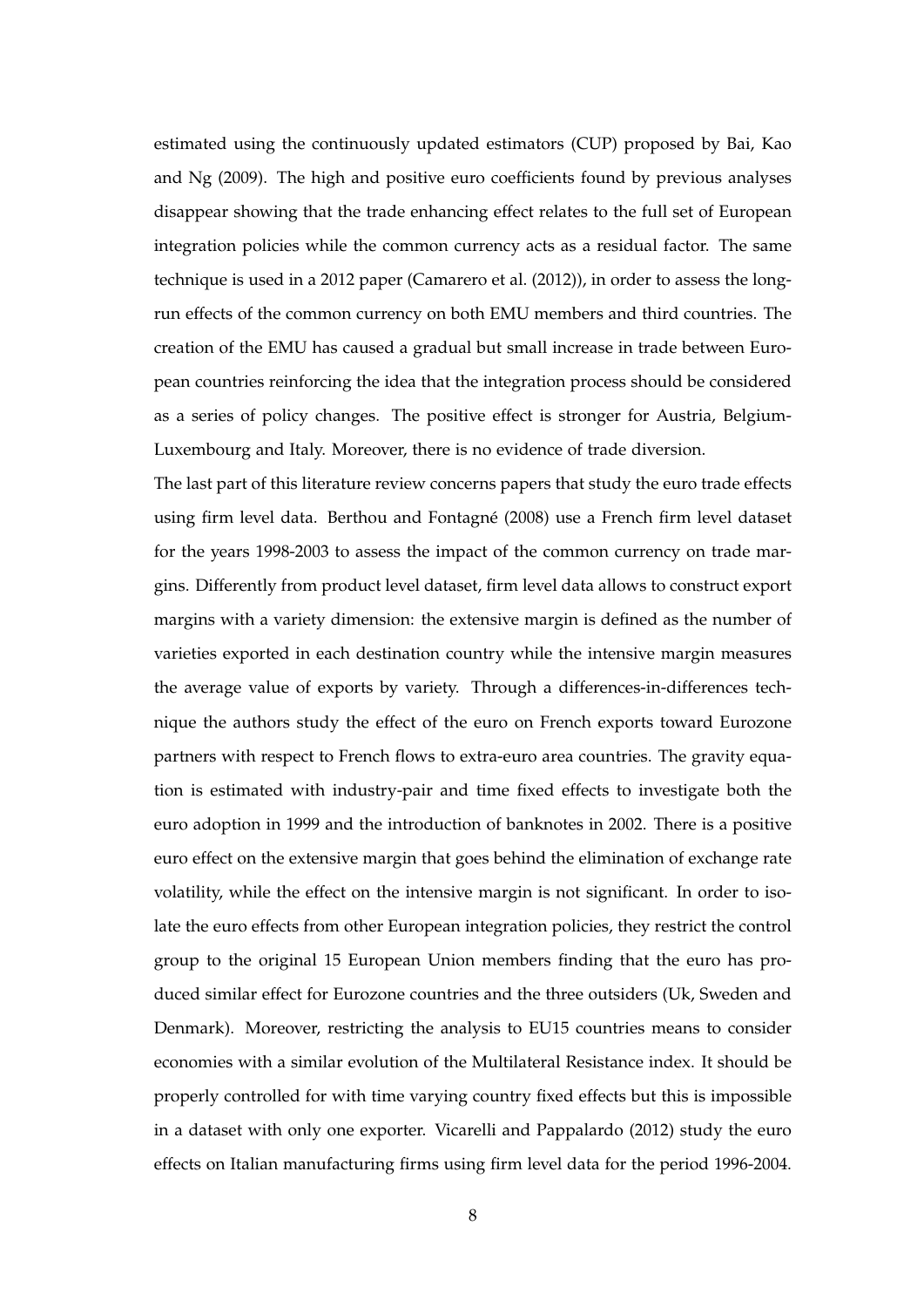estimated using the continuously updated estimators (CUP) proposed by Bai, Kao and Ng (2009). The high and positive euro coefficients found by previous analyses disappear showing that the trade enhancing effect relates to the full set of European integration policies while the common currency acts as a residual factor. The same technique is used in a 2012 paper (Camarero et al. (2012)), in order to assess the long-run effects of the common currency on both EMU members and third countries. The creation of the EMU has caused a gradual but small increase in trade between European countries reinforcing the idea that the integration process should be considered as a series of policy changes. The positive effect is stronger for Austria, Belgium-Luxembourg and Italy. Moreover, there is no evidence of trade diversion.

The last part of this literature review concerns papers that study the euro trade effects using firm level data. Berthou and Fontagné (2008) use a French firm level dataset for the years 1998-2003 to assess the impact of the common currency on trade margins. Differently from product level dataset, firm level data allows to construct export margins with a variety dimension: the extensive margin is defined as the number of varieties exported in each destination country while the intensive margin measures the average value of exports by variety. Through a differences-in-differences technique the authors study the effect of the euro on French exports toward Eurozone partners with respect to French flows to extra-euro area countries. The gravity equation is estimated with industry-pair and time fixed effects to investigate both the euro adoption in 1999 and the introduction of banknotes in 2002. There is a positive euro effect on the extensive margin that goes behind the elimination of exchange rate volatility, while the effect on the intensive margin is not significant. In order to isolate the euro effects from other European integration policies, they restrict the control group to the original 15 European Union members finding that the euro has produced similar effect for Eurozone countries and the three outsiders (Uk, Sweden and Denmark). Moreover, restricting the analysis to EU15 countries means to consider economies with a similar evolution of the Multilateral Resistance index. It should be properly controlled for with time varying country fixed effects but this is impossible in a dataset with only one exporter. Vicarelli and Pappalardo (2012) study the euro effects on Italian manufacturing firms using firm level data for the period 1996-2004.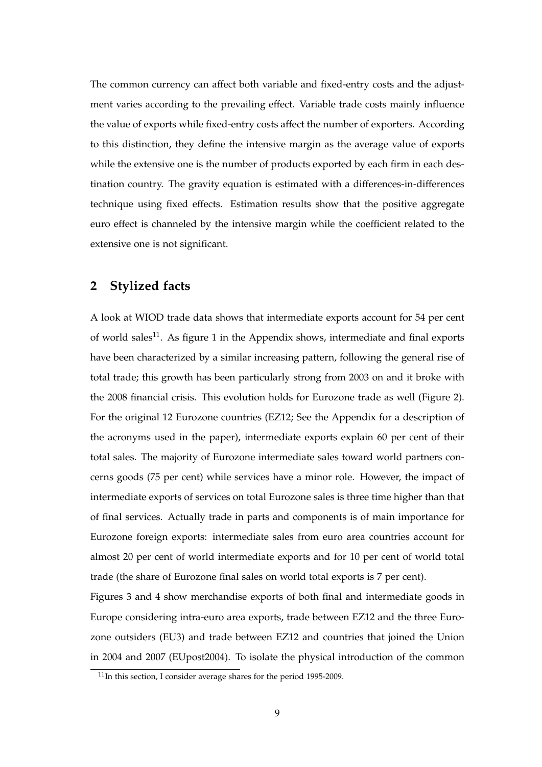The common currency can affect both variable and fixed-entry costs and the adjustment varies according to the prevailing effect. Variable trade costs mainly influence the value of exports while fixed-entry costs affect the number of exporters. According to this distinction, they define the intensive margin as the average value of exports while the extensive one is the number of products exported by each firm in each destination country. The gravity equation is estimated with a differences-in-differences technique using fixed effects. Estimation results show that the positive aggregate euro effect is channeled by the intensive margin while the coefficient related to the extensive one is not significant.

## 2 Stylized facts

A look at WIOD trade data shows that intermediate exports account for 54 per cent of world sales[11]. As figure 1 in the Appendix shows, intermediate and final exports have been characterized by a similar increasing pattern, following the general rise of total trade; this growth has been particularly strong from 2003 on and it broke with the 2008 financial crisis. This evolution holds for Eurozone trade as well (Figure 2). For the original 12 Eurozone countries (EZ12; See the Appendix for a description of the acronyms used in the paper), intermediate exports explain 60 per cent of their total sales. The majority of Eurozone intermediate sales toward world partners concerns goods (75 per cent) while services have a minor role. However, the impact of intermediate exports of services on total Eurozone sales is three time higher than that of final services. Actually trade in parts and components is of main importance for Eurozone foreign exports: intermediate sales from euro area countries account for almost 20 per cent of world intermediate exports and for 10 per cent of world total trade (the share of Eurozone final sales on world total exports is 7 per cent).

Figures 3 and 4 show merchandise exports of both final and intermediate goods in Europe considering intra-euro area exports, trade between EZ12 and the three Eurozone outsiders (EU3) and trade between EZ12 and countries that joined the Union in 2004 and 2007 (EUpost2004). To isolate the physical introduction of the common

[11] In this section, I consider average shares for the period 1995-2009.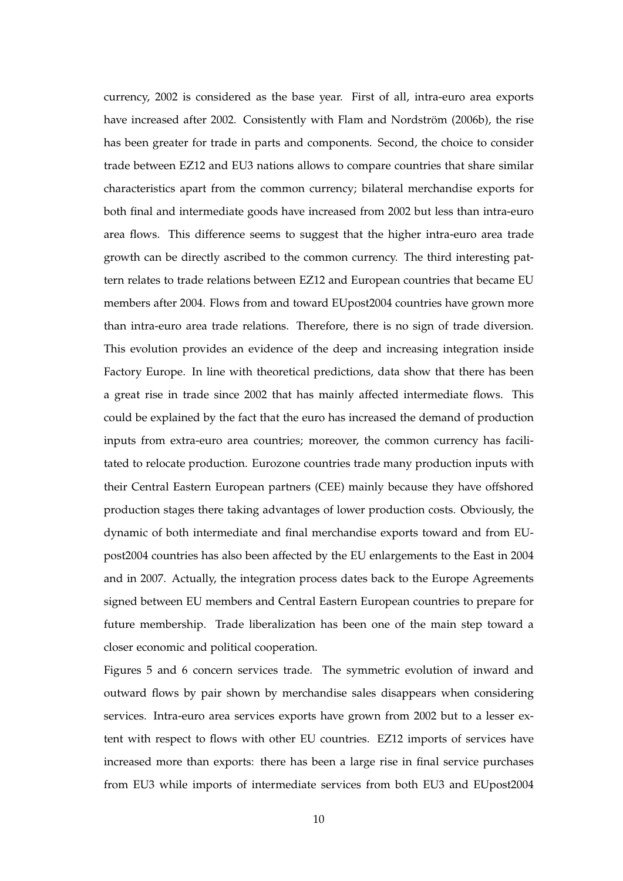currency, 2002 is considered as the base year. First of all, intra-euro area exports have increased after 2002. Consistently with Flam and Nordström (2006b), the rise has been greater for trade in parts and components. Second, the choice to consider trade between EZ12 and EU3 nations allows to compare countries that share similar characteristics apart from the common currency; bilateral merchandise exports for both final and intermediate goods have increased from 2002 but less than intra-euro area flows. This difference seems to suggest that the higher intra-euro area trade growth can be directly ascribed to the common currency. The third interesting pattern relates to trade relations between EZ12 and European countries that became EU members after 2004. Flows from and toward EUpost2004 countries have grown more than intra-euro area trade relations. Therefore, there is no sign of trade diversion. This evolution provides an evidence of the deep and increasing integration inside Factory Europe. In line with theoretical predictions, data show that there has been a great rise in trade since 2002 that has mainly affected intermediate flows. This could be explained by the fact that the euro has increased the demand of production inputs from extra-euro area countries; moreover, the common currency has facilitated to relocate production. Eurozone countries trade many production inputs with their Central Eastern European partners (CEE) mainly because they have offshored production stages there taking advantages of lower production costs. Obviously, the dynamic of both intermediate and final merchandise exports toward and from EUpost2004 countries has also been affected by the EU enlargements to the East in 2004 and in 2007. Actually, the integration process dates back to the Europe Agreements signed between EU members and Central Eastern European countries to prepare for future membership. Trade liberalization has been one of the main step toward a closer economic and political cooperation.

Figures 5 and 6 concern services trade. The symmetric evolution of inward and outward flows by pair shown by merchandise sales disappears when considering services. Intra-euro area services exports have grown from 2002 but to a lesser extent with respect to flows with other EU countries. EZ12 imports of services have increased more than exports: there has been a large rise in final service purchases from EU3 while imports of intermediate services from both EU3 and EUpost2004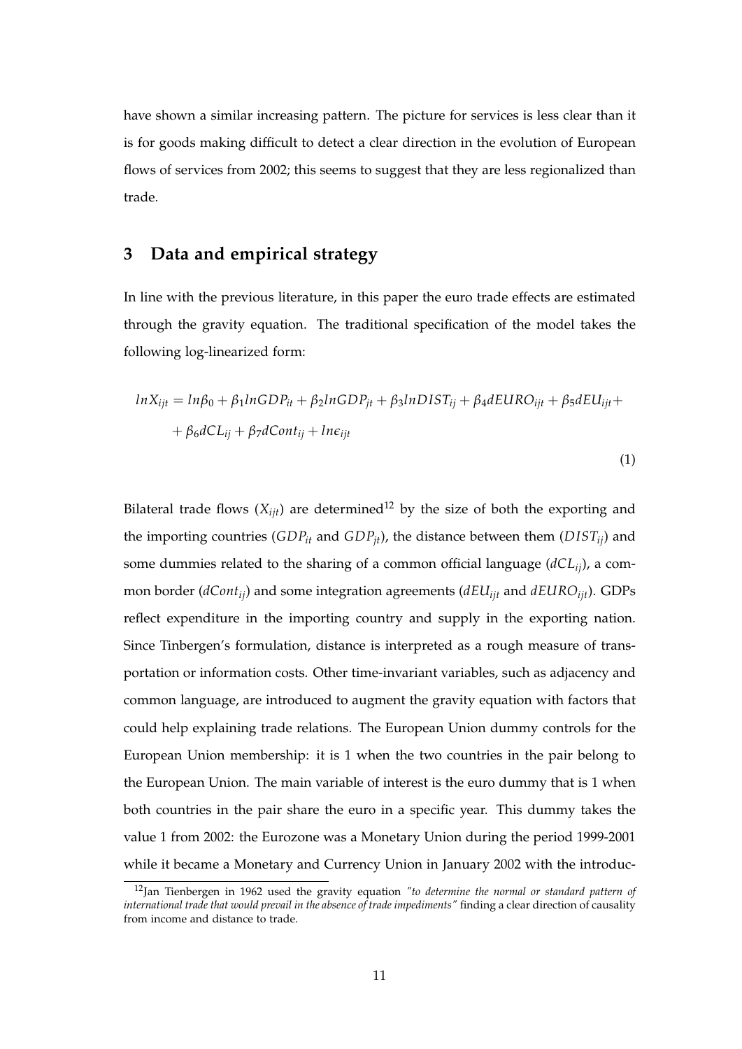have shown a similar increasing pattern. The picture for services is less clear than it is for goods making difficult to detect a clear direction in the evolution of European flows of services from 2002; this seems to suggest that they are less regionalized than trade.

## 3 Data and empirical strategy

In line with the previous literature, in this paper the euro trade effects are estimated through the gravity equation. The traditional specification of the model takes the following log-linearized form:

$$lnX_{ijt} = ln\beta_0 + \beta_1 lnGDP_{it} + \beta_2 lnGDP_{jt} + \beta_3 lnDIST_{ij} + \beta_4 dEURO_{ijt} + \beta_5 dEU_{ijt} + \\ + \beta_6 dCL_{ij} + \beta_7 dCont_{ij} + ln\epsilon_{ijt} \tag{1}$$

Bilateral trade flows ($X_{ijt}$) are determined[12] by the size of both the exporting and the importing countries ($GDP_{it}$ and $GDP_{jt}$), the distance between them ($DIST_{ij}$) and some dummies related to the sharing of a common official language ($dCL_{ij}$), a common border ($dCont_{ij}$) and some integration agreements ($dEU_{ijt}$ and $dEURO_{ijt}$). GDPs reflect expenditure in the importing country and supply in the exporting nation. Since Tinbergen's formulation, distance is interpreted as a rough measure of transportation or information costs. Other time-invariant variables, such as adjacency and common language, are introduced to augment the gravity equation with factors that could help explaining trade relations. The European Union dummy controls for the European Union membership: it is 1 when the two countries in the pair belong to the European Union. The main variable of interest is the euro dummy that is 1 when both countries in the pair share the euro in a specific year. This dummy takes the value 1 from 2002: the Eurozone was a Monetary Union during the period 1999-2001 while it became a Monetary and Currency Union in January 2002 with the introduc-

[12] Jan Tienbergen in 1962 used the gravity equation *"to determine the normal or standard pattern of international trade that would prevail in the absence of trade impediments"* finding a clear direction of causality from income and distance to trade.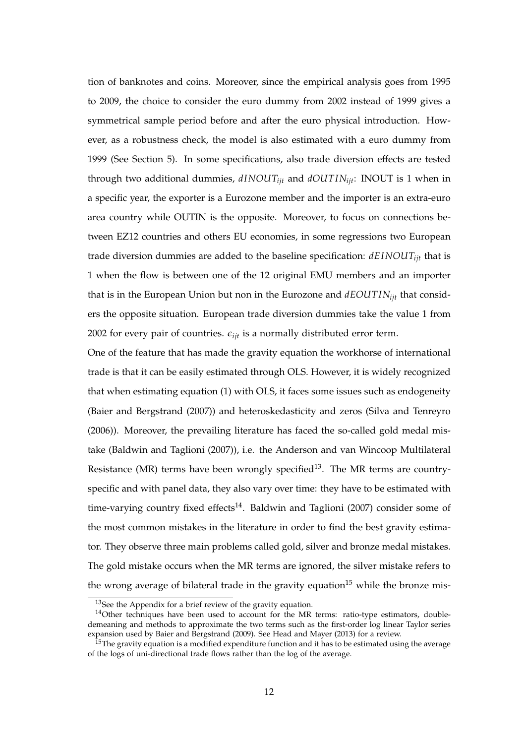tion of banknotes and coins. Moreover, since the empirical analysis goes from 1995 to 2009, the choice to consider the euro dummy from 2002 instead of 1999 gives a symmetrical sample period before and after the euro physical introduction. However, as a robustness check, the model is also estimated with a euro dummy from 1999 (See Section 5). In some specifications, also trade diversion effects are tested through two additional dummies, $dINOUT_{ijt}$ and $dOUTIN_{ijt}$: INOUT is 1 when in a specific year, the exporter is a Eurozone member and the importer is an extra-euro area country while OUTIN is the opposite. Moreover, to focus on connections between EZ12 countries and others EU economies, in some regressions two European trade diversion dummies are added to the baseline specification: $dEINOUT_{ijt}$ that is 1 when the flow is between one of the 12 original EMU members and an importer that is in the European Union but non in the Eurozone and $dEOUTIN_{ijt}$ that considers the opposite situation. European trade diversion dummies take the value 1 from 2002 for every pair of countries. $\epsilon_{ijt}$ is a normally distributed error term.

One of the feature that has made the gravity equation the workhorse of international trade is that it can be easily estimated through OLS. However, it is widely recognized that when estimating equation (1) with OLS, it faces some issues such as endogeneity (Baier and Bergstrand (2007)) and heteroskedasticity and zeros (Silva and Tenreyro (2006)). Moreover, the prevailing literature has faced the so-called gold medal mistake (Baldwin and Taglioni (2007)), i.e. the Anderson and van Wincoop Multilateral Resistance (MR) terms have been wrongly specified[13]. The MR terms are country-specific and with panel data, they also vary over time: they have to be estimated with time-varying country fixed effects[14]. Baldwin and Taglioni (2007) consider some of the most common mistakes in the literature in order to find the best gravity estimator. They observe three main problems called gold, silver and bronze medal mistakes. The gold mistake occurs when the MR terms are ignored, the silver mistake refers to the wrong average of bilateral trade in the gravity equation[15] while the bronze mis-

[13]See the Appendix for a brief review of the gravity equation.

[14]Other techniques have been used to account for the MR terms: ratio-type estimators, double-demeaning and methods to approximate the two terms such as the first-order log linear Taylor series expansion used by Baier and Bergstrand (2009). See Head and Mayer (2013) for a review.

[15]The gravity equation is a modified expenditure function and it has to be estimated using the average of the logs of uni-directional trade flows rather than the log of the average.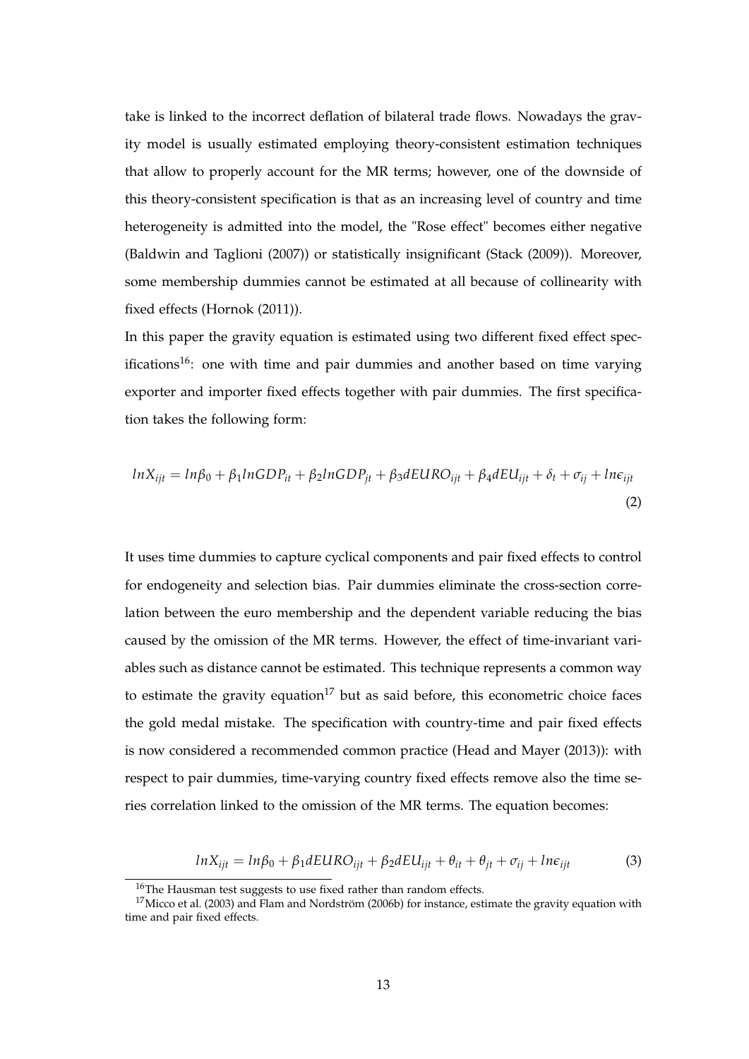take is linked to the incorrect deflation of bilateral trade flows. Nowadays the gravity model is usually estimated employing theory-consistent estimation techniques that allow to properly account for the MR terms; however, one of the downside of this theory-consistent specification is that as an increasing level of country and time heterogeneity is admitted into the model, the "Rose effect" becomes either negative (Baldwin and Taglioni (2007)) or statistically insignificant (Stack (2009)). Moreover, some membership dummies cannot be estimated at all because of collinearity with fixed effects (Hornok (2011)).

In this paper the gravity equation is estimated using two different fixed effect specifications[16]: one with time and pair dummies and another based on time varying exporter and importer fixed effects together with pair dummies. The first specification takes the following form:

$$lnX_{ijt} = ln\beta_0 + \beta_1 lnGDP_{it} + \beta_2 lnGDP_{jt} + \beta_3 dEURO_{ijt} + \beta_4 dEU_{ijt} + \delta_t + \sigma_{ij} + ln\epsilon_{ijt} \quad (2)$$

It uses time dummies to capture cyclical components and pair fixed effects to control for endogeneity and selection bias. Pair dummies eliminate the cross-section correlation between the euro membership and the dependent variable reducing the bias caused by the omission of the MR terms. However, the effect of time-invariant variables such as distance cannot be estimated. This technique represents a common way to estimate the gravity equation[17] but as said before, this econometric choice faces the gold medal mistake. The specification with country-time and pair fixed effects is now considered a recommended common practice (Head and Mayer (2013)): with respect to pair dummies, time-varying country fixed effects remove also the time series correlation linked to the omission of the MR terms. The equation becomes:

$$lnX_{ijt} = ln\beta_0 + \beta_1 dEURO_{ijt} + \beta_2 dEU_{ijt} + \theta_{it} + \theta_{jt} + \sigma_{ij} + ln\epsilon_{ijt} \quad (3)$$

[16] The Hausman test suggests to use fixed rather than random effects.

[17] Micco et al. (2003) and Flam and Nordström (2006b) for instance, estimate the gravity equation with time and pair fixed effects.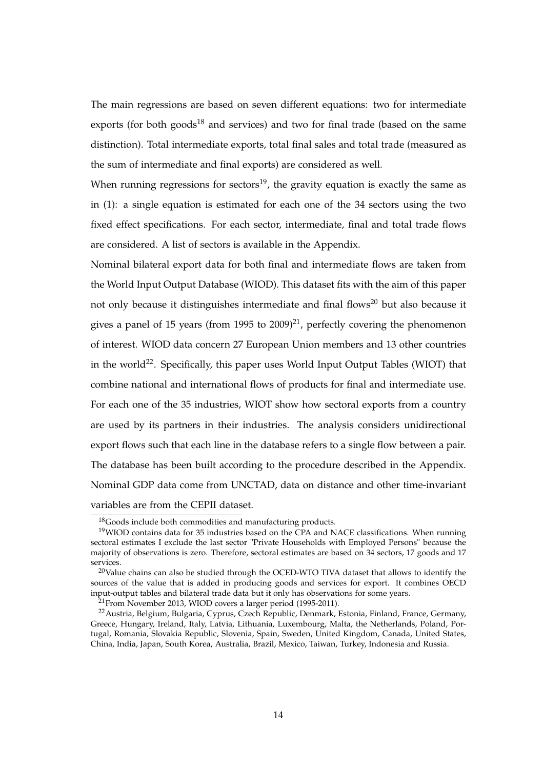The main regressions are based on seven different equations: two for intermediate exports (for both goods[18] and services) and two for final trade (based on the same distinction). Total intermediate exports, total final sales and total trade (measured as the sum of intermediate and final exports) are considered as well.

When running regressions for sectors[19], the gravity equation is exactly the same as in (1): a single equation is estimated for each one of the 34 sectors using the two fixed effect specifications. For each sector, intermediate, final and total trade flows are considered. A list of sectors is available in the Appendix.

Nominal bilateral export data for both final and intermediate flows are taken from the World Input Output Database (WIOD). This dataset fits with the aim of this paper not only because it distinguishes intermediate and final flows[20] but also because it gives a panel of 15 years (from 1995 to 2009)[21], perfectly covering the phenomenon of interest. WIOD data concern 27 European Union members and 13 other countries in the world[22]. Specifically, this paper uses World Input Output Tables (WIOT) that combine national and international flows of products for final and intermediate use. For each one of the 35 industries, WIOT show how sectoral exports from a country are used by its partners in their industries. The analysis considers unidirectional export flows such that each line in the database refers to a single flow between a pair. The database has been built according to the procedure described in the Appendix. Nominal GDP data come from UNCTAD, data on distance and other time-invariant variables are from the CEPII dataset.

[18] Goods include both commodities and manufacturing products.

[19] WIOD contains data for 35 industries based on the CPA and NACE classifications. When running sectoral estimates I exclude the last sector "Private Households with Employed Persons" because the majority of observations is zero. Therefore, sectoral estimates are based on 34 sectors, 17 goods and 17 services.

[20] Value chains can also be studied through the OCED-WTO TIVA dataset that allows to identify the sources of the value that is added in producing goods and services for export. It combines OECD input-output tables and bilateral trade data but it only has observations for some years.

[21] From November 2013, WIOD covers a larger period (1995-2011).

[22] Austria, Belgium, Bulgaria, Cyprus, Czech Republic, Denmark, Estonia, Finland, France, Germany, Greece, Hungary, Ireland, Italy, Latvia, Lithuania, Luxembourg, Malta, the Netherlands, Poland, Portugal, Romania, Slovakia Republic, Slovenia, Spain, Sweden, United Kingdom, Canada, United States, China, India, Japan, South Korea, Australia, Brazil, Mexico, Taiwan, Turkey, Indonesia and Russia.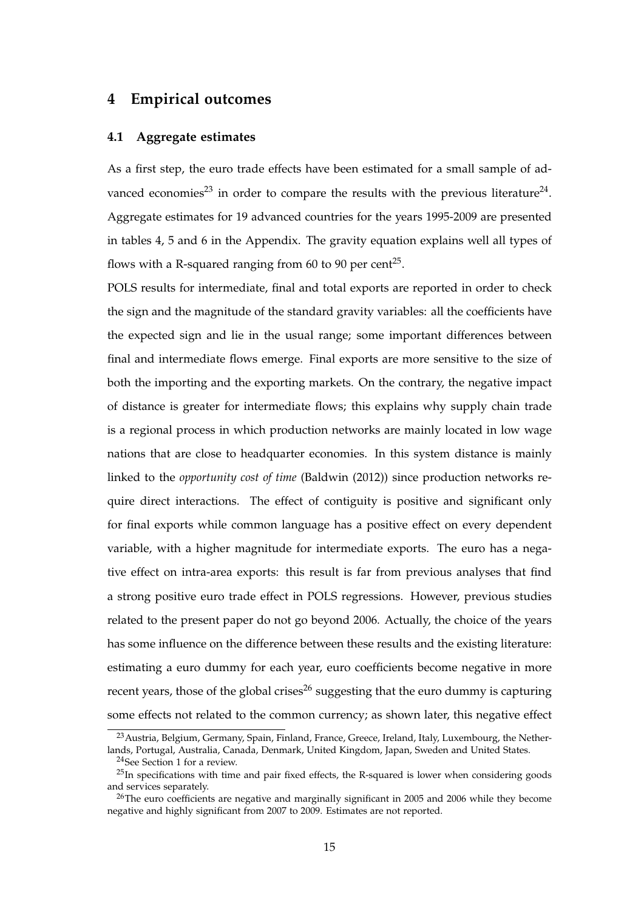## 4 Empirical outcomes

### 4.1 Aggregate estimates

As a first step, the euro trade effects have been estimated for a small sample of advanced economies[23] in order to compare the results with the previous literature[24]. Aggregate estimates for 19 advanced countries for the years 1995-2009 are presented in tables 4, 5 and 6 in the Appendix. The gravity equation explains well all types of flows with a R-squared ranging from 60 to 90 per cent[25].

POLS results for intermediate, final and total exports are reported in order to check the sign and the magnitude of the standard gravity variables: all the coefficients have the expected sign and lie in the usual range; some important differences between final and intermediate flows emerge. Final exports are more sensitive to the size of both the importing and the exporting markets. On the contrary, the negative impact of distance is greater for intermediate flows; this explains why supply chain trade is a regional process in which production networks are mainly located in low wage nations that are close to headquarter economies. In this system distance is mainly linked to the *opportunity cost of time* (Baldwin (2012)) since production networks require direct interactions. The effect of contiguity is positive and significant only for final exports while common language has a positive effect on every dependent variable, with a higher magnitude for intermediate exports. The euro has a negative effect on intra-area exports: this result is far from previous analyses that find a strong positive euro trade effect in POLS regressions. However, previous studies related to the present paper do not go beyond 2006. Actually, the choice of the years has some influence on the difference between these results and the existing literature: estimating a euro dummy for each year, euro coefficients become negative in more recent years, those of the global crises[26] suggesting that the euro dummy is capturing some effects not related to the common currency; as shown later, this negative effect

[23] Austria, Belgium, Germany, Spain, Finland, France, Greece, Ireland, Italy, Luxembourg, the Netherlands, Portugal, Australia, Canada, Denmark, United Kingdom, Japan, Sweden and United States.

[24] See Section 1 for a review.

[25] In specifications with time and pair fixed effects, the R-squared is lower when considering goods and services separately.

[26] The euro coefficients are negative and marginally significant in 2005 and 2006 while they become negative and highly significant from 2007 to 2009. Estimates are not reported.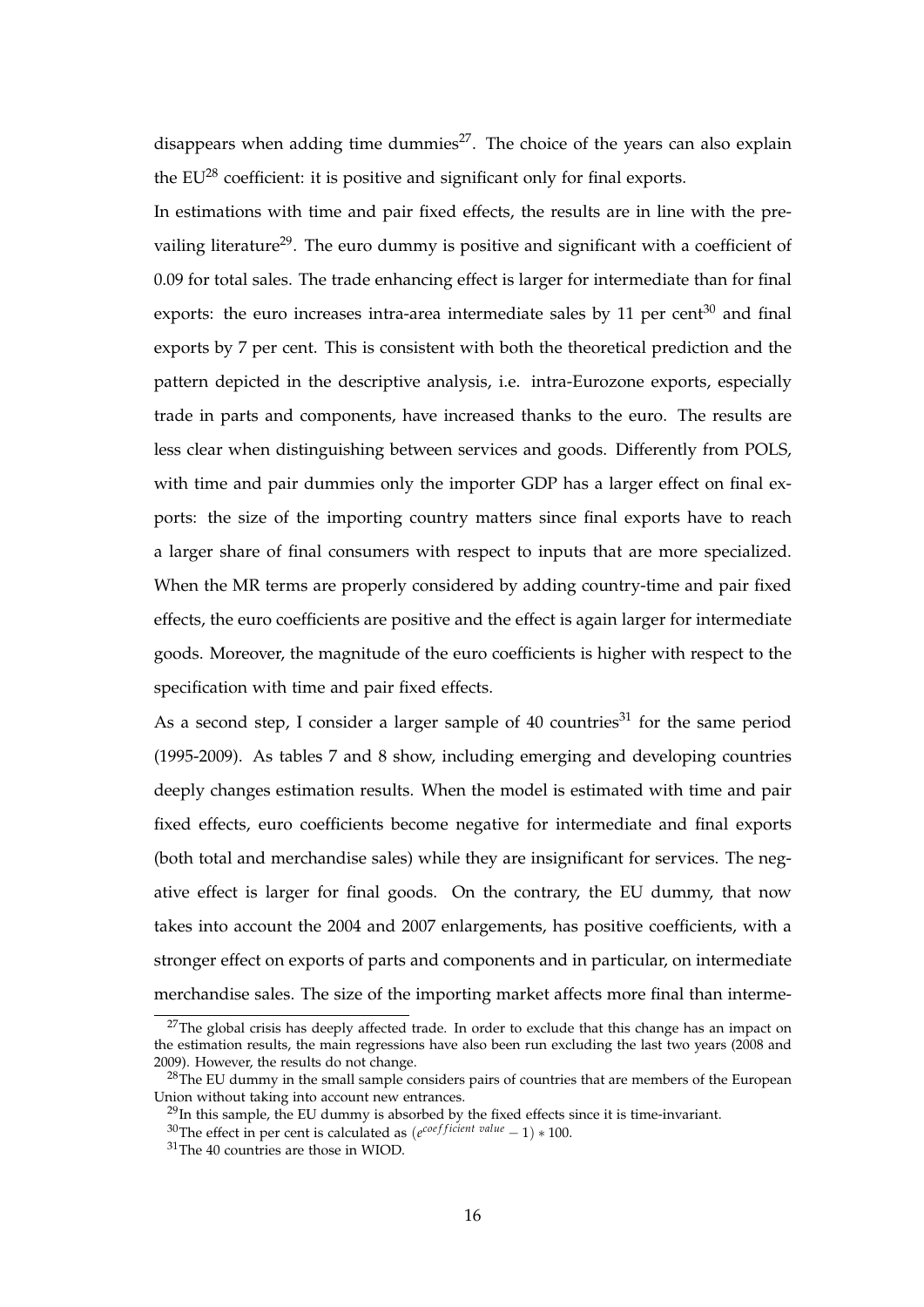disappears when adding time dummies[27]. The choice of the years can also explain the EU[28] coefficient: it is positive and significant only for final exports.

In estimations with time and pair fixed effects, the results are in line with the prevailing literature[29]. The euro dummy is positive and significant with a coefficient of 0.09 for total sales. The trade enhancing effect is larger for intermediate than for final exports: the euro increases intra-area intermediate sales by 11 per cent[30] and final exports by 7 per cent. This is consistent with both the theoretical prediction and the pattern depicted in the descriptive analysis, i.e. intra-Eurozone exports, especially trade in parts and components, have increased thanks to the euro. The results are less clear when distinguishing between services and goods. Differently from POLS, with time and pair dummies only the importer GDP has a larger effect on final exports: the size of the importing country matters since final exports have to reach a larger share of final consumers with respect to inputs that are more specialized. When the MR terms are properly considered by adding country-time and pair fixed effects, the euro coefficients are positive and the effect is again larger for intermediate goods. Moreover, the magnitude of the euro coefficients is higher with respect to the specification with time and pair fixed effects.

As a second step, I consider a larger sample of 40 countries[31] for the same period (1995-2009). As tables 7 and 8 show, including emerging and developing countries deeply changes estimation results. When the model is estimated with time and pair fixed effects, euro coefficients become negative for intermediate and final exports (both total and merchandise sales) while they are insignificant for services. The negative effect is larger for final goods. On the contrary, the EU dummy, that now takes into account the 2004 and 2007 enlargements, has positive coefficients, with a stronger effect on exports of parts and components and in particular, on intermediate merchandise sales. The size of the importing market affects more final than interme-

[27] The global crisis has deeply affected trade. In order to exclude that this change has an impact on the estimation results, the main regressions have also been run excluding the last two years (2008 and 2009). However, the results do not change.

[28] The EU dummy in the small sample considers pairs of countries that are members of the European Union without taking into account new entrances.

[29] In this sample, the EU dummy is absorbed by the fixed effects since it is time-invariant.

[30] The effect in per cent is calculated as $(e^{coefficient\ value} - 1) * 100$.

[31] The 40 countries are those in WIOD.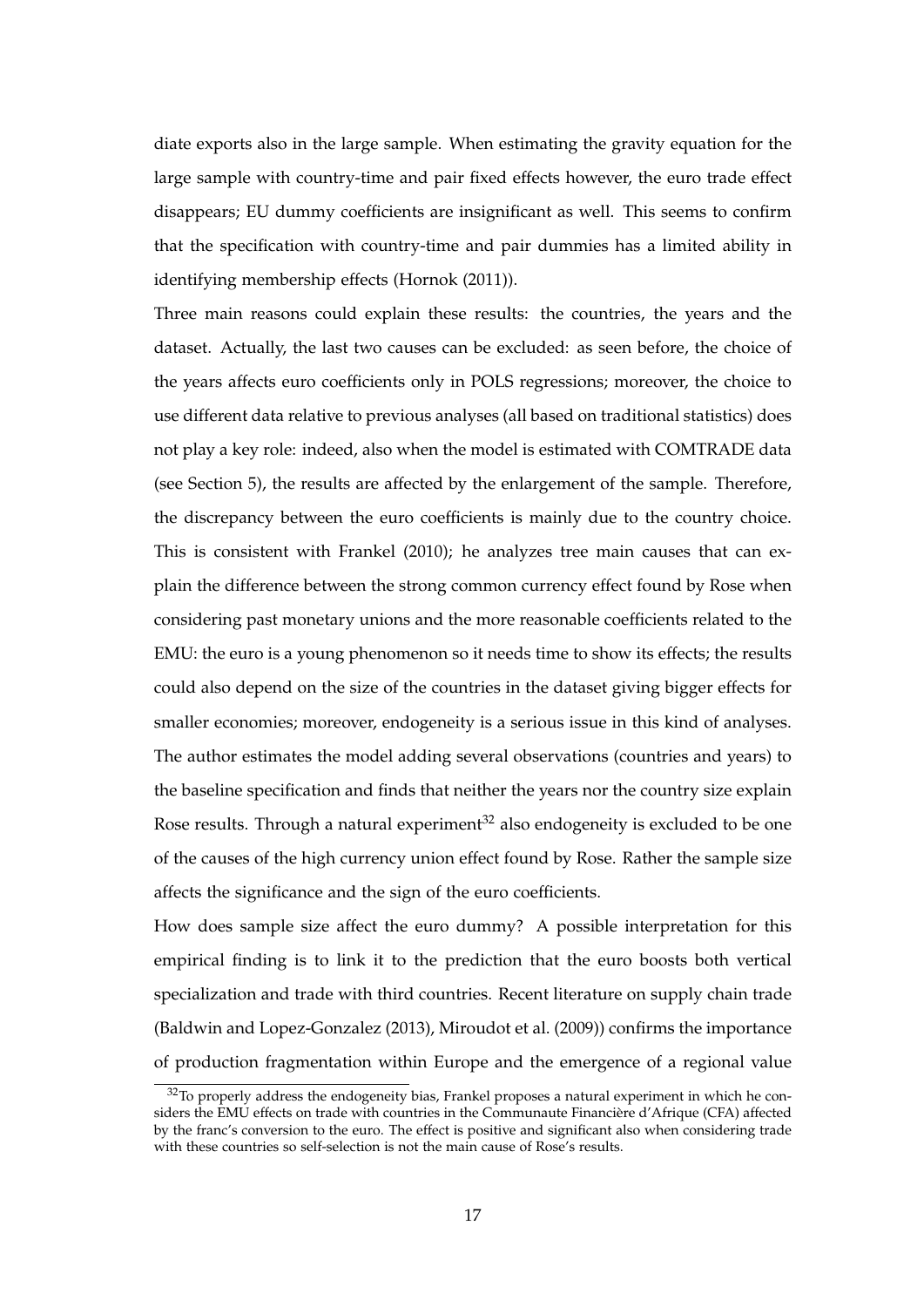diate exports also in the large sample. When estimating the gravity equation for the large sample with country-time and pair fixed effects however, the euro trade effect disappears; EU dummy coefficients are insignificant as well. This seems to confirm that the specification with country-time and pair dummies has a limited ability in identifying membership effects (Hornok (2011)).

Three main reasons could explain these results: the countries, the years and the dataset. Actually, the last two causes can be excluded: as seen before, the choice of the years affects euro coefficients only in POLS regressions; moreover, the choice to use different data relative to previous analyses (all based on traditional statistics) does not play a key role: indeed, also when the model is estimated with COMTRADE data (see Section 5), the results are affected by the enlargement of the sample. Therefore, the discrepancy between the euro coefficients is mainly due to the country choice. This is consistent with Frankel (2010); he analyzes tree main causes that can explain the difference between the strong common currency effect found by Rose when considering past monetary unions and the more reasonable coefficients related to the EMU: the euro is a young phenomenon so it needs time to show its effects; the results could also depend on the size of the countries in the dataset giving bigger effects for smaller economies; moreover, endogeneity is a serious issue in this kind of analyses. The author estimates the model adding several observations (countries and years) to the baseline specification and finds that neither the years nor the country size explain Rose results. Through a natural experiment[32] also endogeneity is excluded to be one of the causes of the high currency union effect found by Rose. Rather the sample size affects the significance and the sign of the euro coefficients.

How does sample size affect the euro dummy? A possible interpretation for this empirical finding is to link it to the prediction that the euro boosts both vertical specialization and trade with third countries. Recent literature on supply chain trade (Baldwin and Lopez-Gonzalez (2013), Miroudot et al. (2009)) confirms the importance of production fragmentation within Europe and the emergence of a regional value

[32] To properly address the endogeneity bias, Frankel proposes a natural experiment in which he considers the EMU effects on trade with countries in the Communaute Financière d'Afrique (CFA) affected by the franc's conversion to the euro. The effect is positive and significant also when considering trade with these countries so self-selection is not the main cause of Rose's results.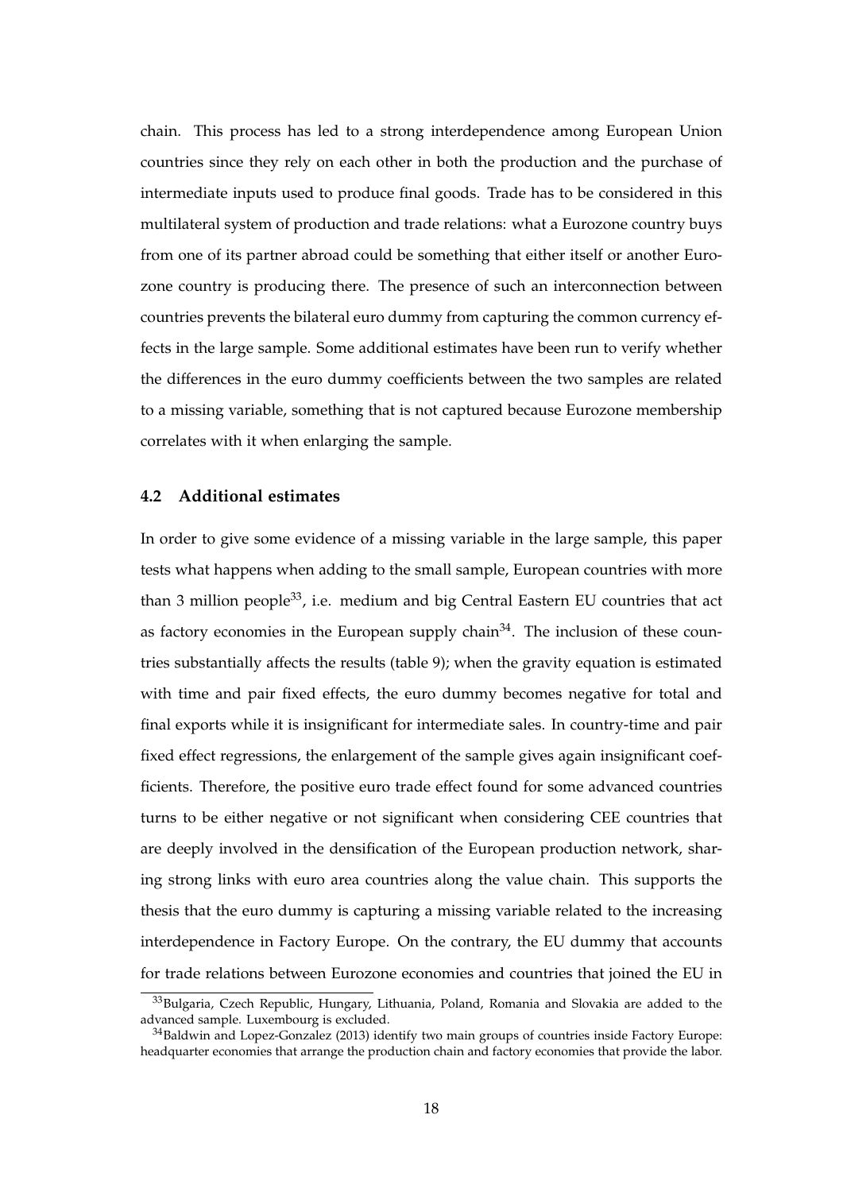chain. This process has led to a strong interdependence among European Union countries since they rely on each other in both the production and the purchase of intermediate inputs used to produce final goods. Trade has to be considered in this multilateral system of production and trade relations: what a Eurozone country buys from one of its partner abroad could be something that either itself or another Eurozone country is producing there. The presence of such an interconnection between countries prevents the bilateral euro dummy from capturing the common currency effects in the large sample. Some additional estimates have been run to verify whether the differences in the euro dummy coefficients between the two samples are related to a missing variable, something that is not captured because Eurozone membership correlates with it when enlarging the sample.

### 4.2 Additional estimates

In order to give some evidence of a missing variable in the large sample, this paper tests what happens when adding to the small sample, European countries with more than 3 million people[33], i.e. medium and big Central Eastern EU countries that act as factory economies in the European supply chain[34]. The inclusion of these countries substantially affects the results (table 9); when the gravity equation is estimated with time and pair fixed effects, the euro dummy becomes negative for total and final exports while it is insignificant for intermediate sales. In country-time and pair fixed effect regressions, the enlargement of the sample gives again insignificant coefficients. Therefore, the positive euro trade effect found for some advanced countries turns to be either negative or not significant when considering CEE countries that are deeply involved in the densification of the European production network, sharing strong links with euro area countries along the value chain. This supports the thesis that the euro dummy is capturing a missing variable related to the increasing interdependence in Factory Europe. On the contrary, the EU dummy that accounts for trade relations between Eurozone economies and countries that joined the EU in

[33] Bulgaria, Czech Republic, Hungary, Lithuania, Poland, Romania and Slovakia are added to the advanced sample. Luxembourg is excluded.

[34] Baldwin and Lopez-Gonzalez (2013) identify two main groups of countries inside Factory Europe: headquarter economies that arrange the production chain and factory economies that provide the labor.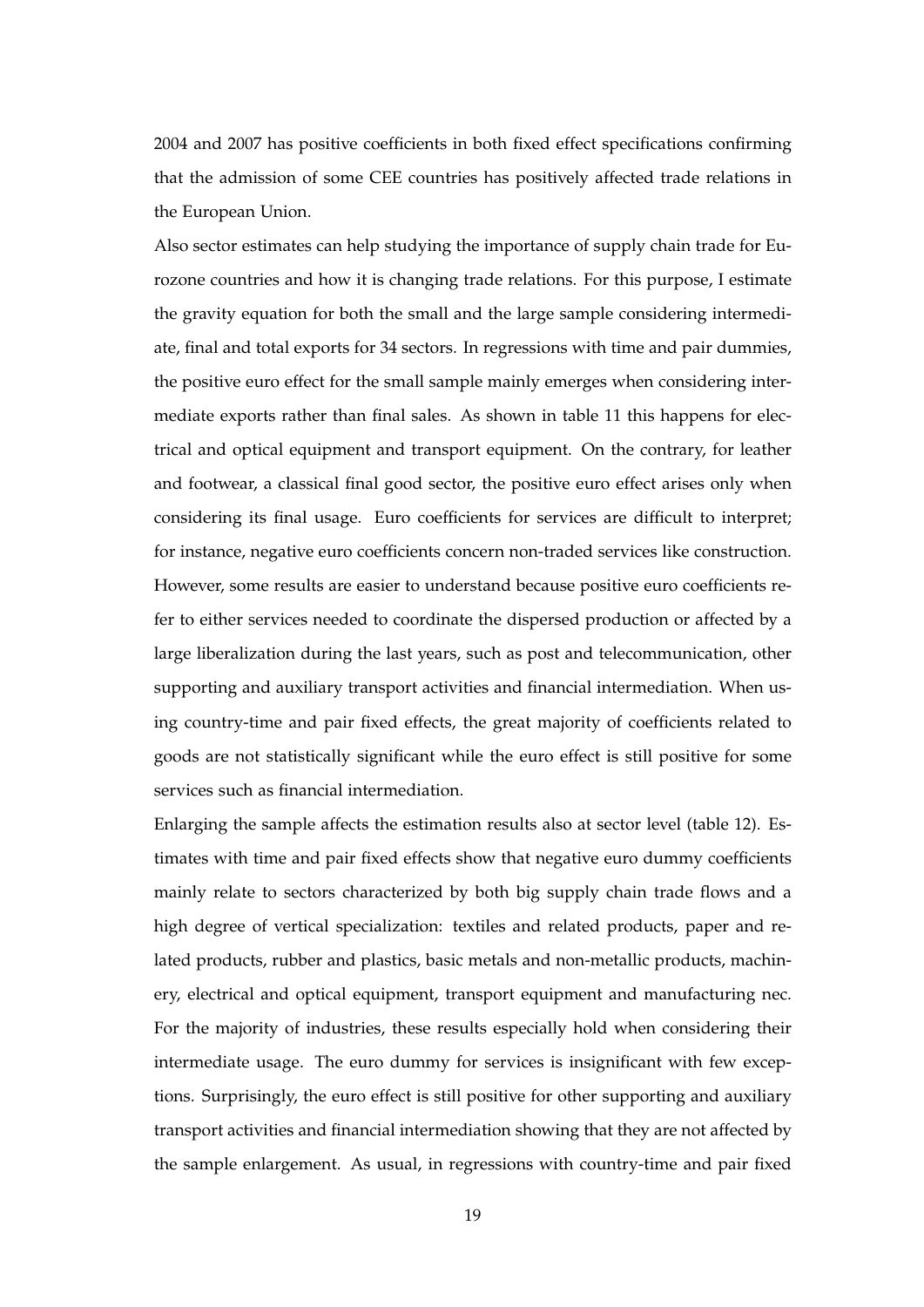2004 and 2007 has positive coefficients in both fixed effect specifications confirming that the admission of some CEE countries has positively affected trade relations in the European Union.

Also sector estimates can help studying the importance of supply chain trade for Eurozone countries and how it is changing trade relations. For this purpose, I estimate the gravity equation for both the small and the large sample considering intermediate, final and total exports for 34 sectors. In regressions with time and pair dummies, the positive euro effect for the small sample mainly emerges when considering intermediate exports rather than final sales. As shown in table 11 this happens for electrical and optical equipment and transport equipment. On the contrary, for leather and footwear, a classical final good sector, the positive euro effect arises only when considering its final usage. Euro coefficients for services are difficult to interpret; for instance, negative euro coefficients concern non-traded services like construction. However, some results are easier to understand because positive euro coefficients refer to either services needed to coordinate the dispersed production or affected by a large liberalization during the last years, such as post and telecommunication, other supporting and auxiliary transport activities and financial intermediation. When using country-time and pair fixed effects, the great majority of coefficients related to goods are not statistically significant while the euro effect is still positive for some services such as financial intermediation.

Enlarging the sample affects the estimation results also at sector level (table 12). Estimates with time and pair fixed effects show that negative euro dummy coefficients mainly relate to sectors characterized by both big supply chain trade flows and a high degree of vertical specialization: textiles and related products, paper and related products, rubber and plastics, basic metals and non-metallic products, machinery, electrical and optical equipment, transport equipment and manufacturing nec. For the majority of industries, these results especially hold when considering their intermediate usage. The euro dummy for services is insignificant with few exceptions. Surprisingly, the euro effect is still positive for other supporting and auxiliary transport activities and financial intermediation showing that they are not affected by the sample enlargement. As usual, in regressions with country-time and pair fixed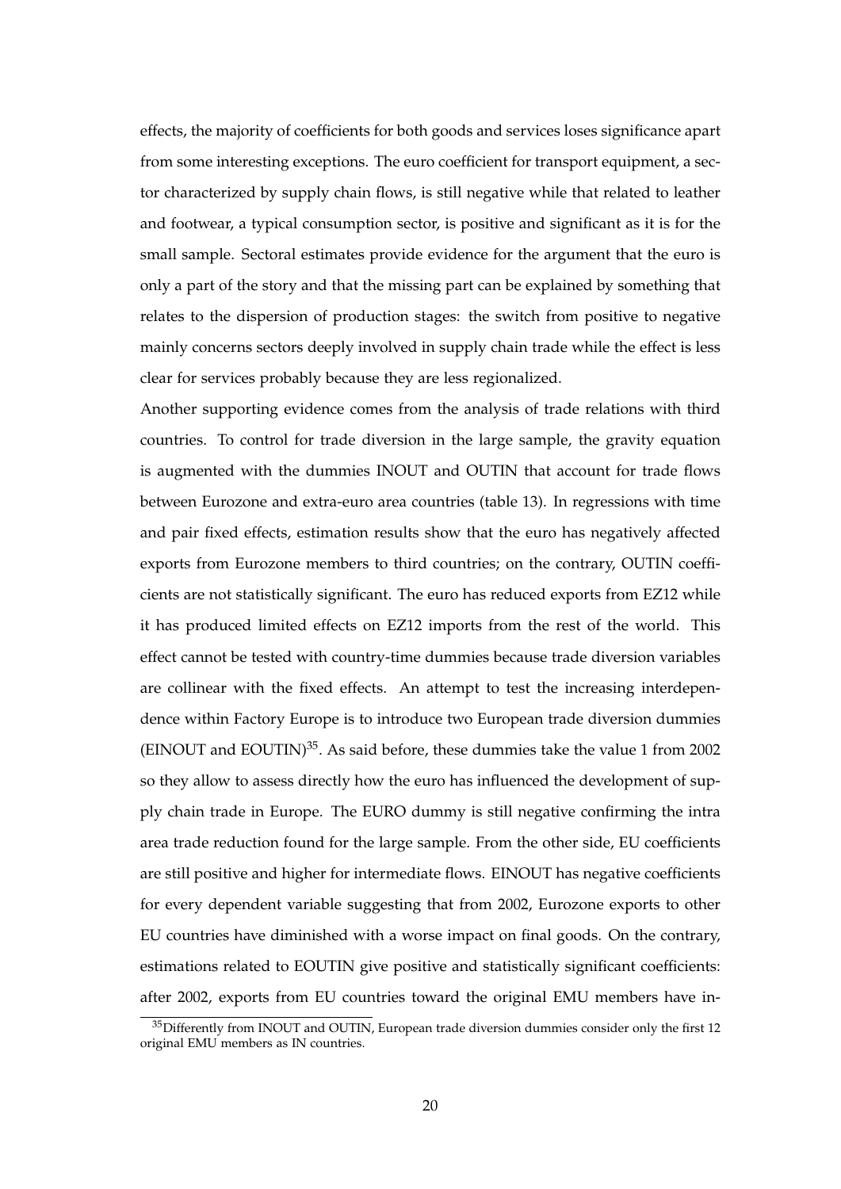effects, the majority of coefficients for both goods and services loses significance apart from some interesting exceptions. The euro coefficient for transport equipment, a sector characterized by supply chain flows, is still negative while that related to leather and footwear, a typical consumption sector, is positive and significant as it is for the small sample. Sectoral estimates provide evidence for the argument that the euro is only a part of the story and that the missing part can be explained by something that relates to the dispersion of production stages: the switch from positive to negative mainly concerns sectors deeply involved in supply chain trade while the effect is less clear for services probably because they are less regionalized.

Another supporting evidence comes from the analysis of trade relations with third countries. To control for trade diversion in the large sample, the gravity equation is augmented with the dummies INOUT and OUTIN that account for trade flows between Eurozone and extra-euro area countries (table 13). In regressions with time and pair fixed effects, estimation results show that the euro has negatively affected exports from Eurozone members to third countries; on the contrary, OUTIN coefficients are not statistically significant. The euro has reduced exports from EZ12 while it has produced limited effects on EZ12 imports from the rest of the world. This effect cannot be tested with country-time dummies because trade diversion variables are collinear with the fixed effects. An attempt to test the increasing interdependence within Factory Europe is to introduce two European trade diversion dummies (EINOUT and EOUTIN)[35]. As said before, these dummies take the value 1 from 2002 so they allow to assess directly how the euro has influenced the development of supply chain trade in Europe. The EURO dummy is still negative confirming the intra area trade reduction found for the large sample. From the other side, EU coefficients are still positive and higher for intermediate flows. EINOUT has negative coefficients for every dependent variable suggesting that from 2002, Eurozone exports to other EU countries have diminished with a worse impact on final goods. On the contrary, estimations related to EOUTIN give positive and statistically significant coefficients: after 2002, exports from EU countries toward the original EMU members have in-

[35] Differently from INOUT and OUTIN, European trade diversion dummies consider only the first 12 original EMU members as IN countries.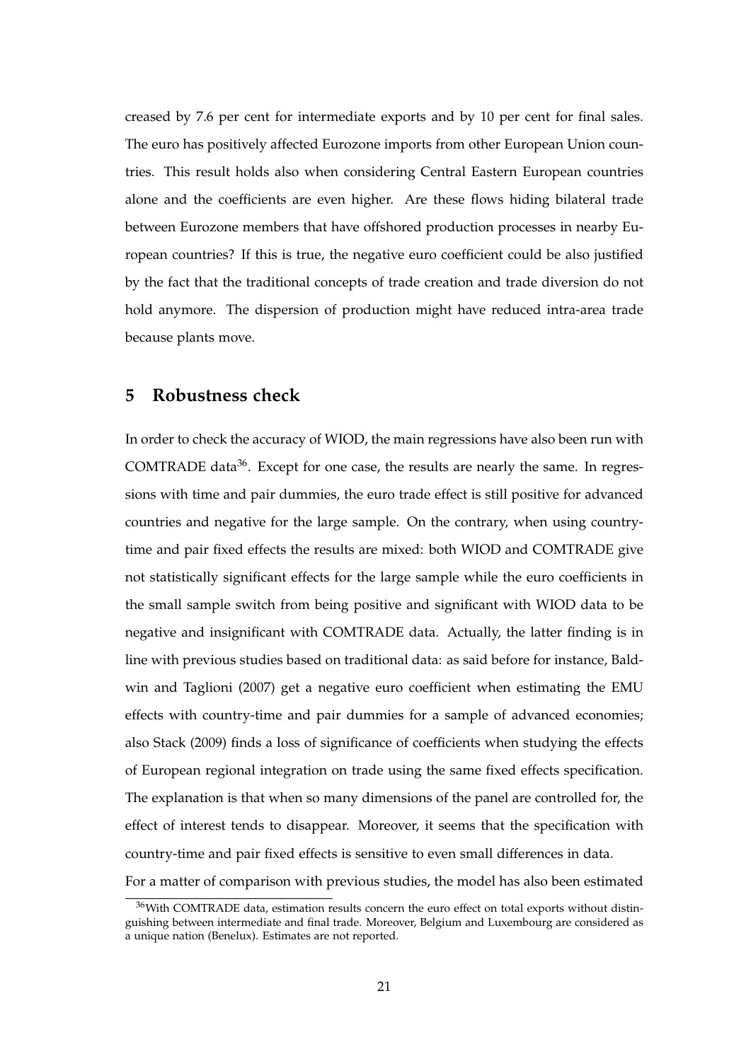creased by 7.6 per cent for intermediate exports and by 10 per cent for final sales. The euro has positively affected Eurozone imports from other European Union countries. This result holds also when considering Central Eastern European countries alone and the coefficients are even higher. Are these flows hiding bilateral trade between Eurozone members that have offshored production processes in nearby European countries? If this is true, the negative euro coefficient could be also justified by the fact that the traditional concepts of trade creation and trade diversion do not hold anymore. The dispersion of production might have reduced intra-area trade because plants move.

## 5 Robustness check

In order to check the accuracy of WIOD, the main regressions have also been run with COMTRADE data[36]. Except for one case, the results are nearly the same. In regressions with time and pair dummies, the euro trade effect is still positive for advanced countries and negative for the large sample. On the contrary, when using country-time and pair fixed effects the results are mixed: both WIOD and COMTRADE give not statistically significant effects for the large sample while the euro coefficients in the small sample switch from being positive and significant with WIOD data to be negative and insignificant with COMTRADE data. Actually, the latter finding is in line with previous studies based on traditional data: as said before for instance, Baldwin and Taglioni (2007) get a negative euro coefficient when estimating the EMU effects with country-time and pair dummies for a sample of advanced economies; also Stack (2009) finds a loss of significance of coefficients when studying the effects of European regional integration on trade using the same fixed effects specification. The explanation is that when so many dimensions of the panel are controlled for, the effect of interest tends to disappear. Moreover, it seems that the specification with country-time and pair fixed effects is sensitive to even small differences in data.

For a matter of comparison with previous studies, the model has also been estimated

[36] With COMTRADE data, estimation results concern the euro effect on total exports without distinguishing between intermediate and final trade. Moreover, Belgium and Luxembourg are considered as a unique nation (Benelux). Estimates are not reported.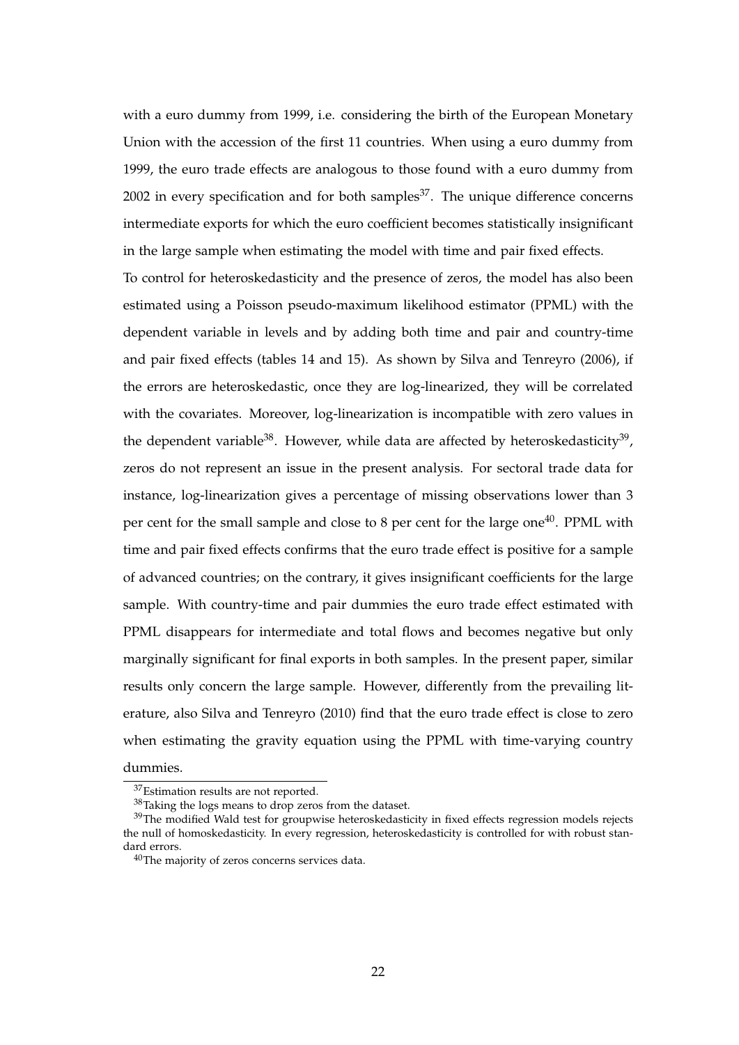with a euro dummy from 1999, i.e. considering the birth of the European Monetary Union with the accession of the first 11 countries. When using a euro dummy from 1999, the euro trade effects are analogous to those found with a euro dummy from 2002 in every specification and for both samples[37]. The unique difference concerns intermediate exports for which the euro coefficient becomes statistically insignificant in the large sample when estimating the model with time and pair fixed effects.

To control for heteroskedasticity and the presence of zeros, the model has also been estimated using a Poisson pseudo-maximum likelihood estimator (PPML) with the dependent variable in levels and by adding both time and pair and country-time and pair fixed effects (tables 14 and 15). As shown by Silva and Tenreyro (2006), if the errors are heteroskedastic, once they are log-linearized, they will be correlated with the covariates. Moreover, log-linearization is incompatible with zero values in the dependent variable[38]. However, while data are affected by heteroskedasticity[39], zeros do not represent an issue in the present analysis. For sectoral trade data for instance, log-linearization gives a percentage of missing observations lower than 3 per cent for the small sample and close to 8 per cent for the large one[40]. PPML with time and pair fixed effects confirms that the euro trade effect is positive for a sample of advanced countries; on the contrary, it gives insignificant coefficients for the large sample. With country-time and pair dummies the euro trade effect estimated with PPML disappears for intermediate and total flows and becomes negative but only marginally significant for final exports in both samples. In the present paper, similar results only concern the large sample. However, differently from the prevailing literature, also Silva and Tenreyro (2010) find that the euro trade effect is close to zero when estimating the gravity equation using the PPML with time-varying country dummies.

[37]Estimation results are not reported.

[38]Taking the logs means to drop zeros from the dataset.

[39]The modified Wald test for groupwise heteroskedasticity in fixed effects regression models rejects the null of homoskedasticity. In every regression, heteroskedasticity is controlled for with robust standard errors.

[40]The majority of zeros concerns services data.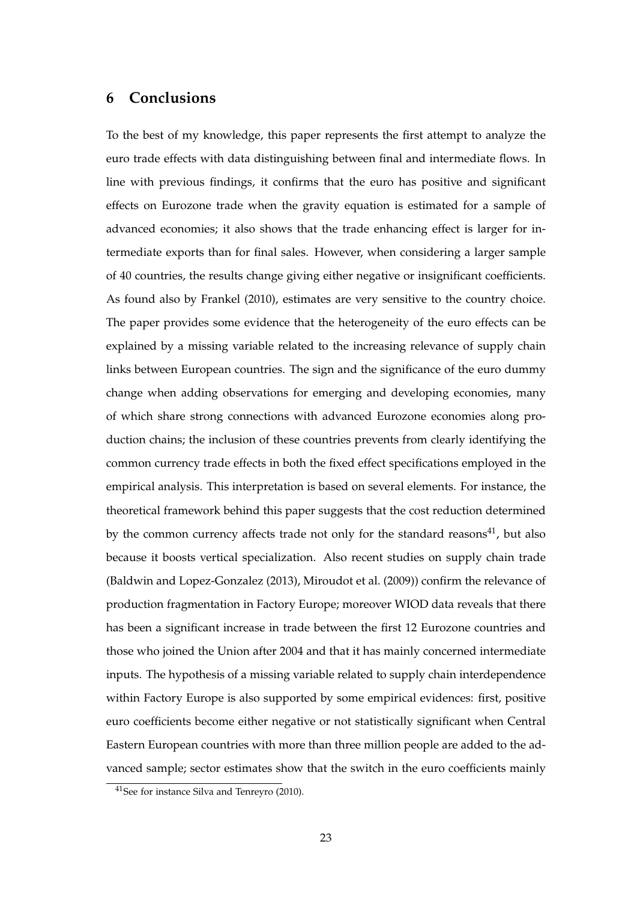## 6 Conclusions

To the best of my knowledge, this paper represents the first attempt to analyze the euro trade effects with data distinguishing between final and intermediate flows. In line with previous findings, it confirms that the euro has positive and significant effects on Eurozone trade when the gravity equation is estimated for a sample of advanced economies; it also shows that the trade enhancing effect is larger for intermediate exports than for final sales. However, when considering a larger sample of 40 countries, the results change giving either negative or insignificant coefficients. As found also by Frankel (2010), estimates are very sensitive to the country choice. The paper provides some evidence that the heterogeneity of the euro effects can be explained by a missing variable related to the increasing relevance of supply chain links between European countries. The sign and the significance of the euro dummy change when adding observations for emerging and developing economies, many of which share strong connections with advanced Eurozone economies along production chains; the inclusion of these countries prevents from clearly identifying the common currency trade effects in both the fixed effect specifications employed in the empirical analysis. This interpretation is based on several elements. For instance, the theoretical framework behind this paper suggests that the cost reduction determined by the common currency affects trade not only for the standard reasons[41], but also because it boosts vertical specialization. Also recent studies on supply chain trade (Baldwin and Lopez-Gonzalez (2013), Miroudot et al. (2009)) confirm the relevance of production fragmentation in Factory Europe; moreover WIOD data reveals that there has been a significant increase in trade between the first 12 Eurozone countries and those who joined the Union after 2004 and that it has mainly concerned intermediate inputs. The hypothesis of a missing variable related to supply chain interdependence within Factory Europe is also supported by some empirical evidences: first, positive euro coefficients become either negative or not statistically significant when Central Eastern European countries with more than three million people are added to the advanced sample; sector estimates show that the switch in the euro coefficients mainly

[41] See for instance Silva and Tenreyro (2010).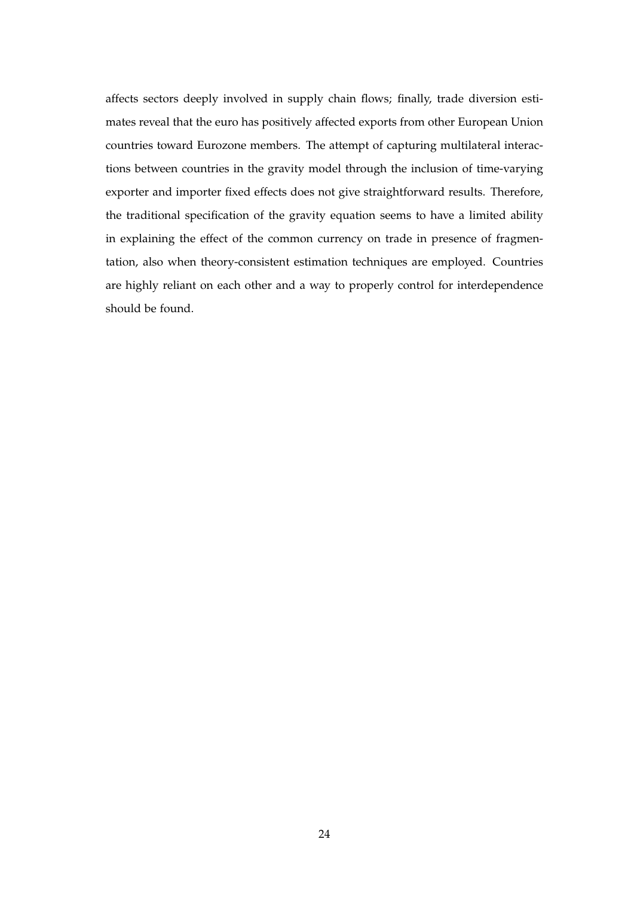affects sectors deeply involved in supply chain flows; finally, trade diversion estimates reveal that the euro has positively affected exports from other European Union countries toward Eurozone members. The attempt of capturing multilateral interactions between countries in the gravity model through the inclusion of time-varying exporter and importer fixed effects does not give straightforward results. Therefore, the traditional specification of the gravity equation seems to have a limited ability in explaining the effect of the common currency on trade in presence of fragmentation, also when theory-consistent estimation techniques are employed. Countries are highly reliant on each other and a way to properly control for interdependence should be found.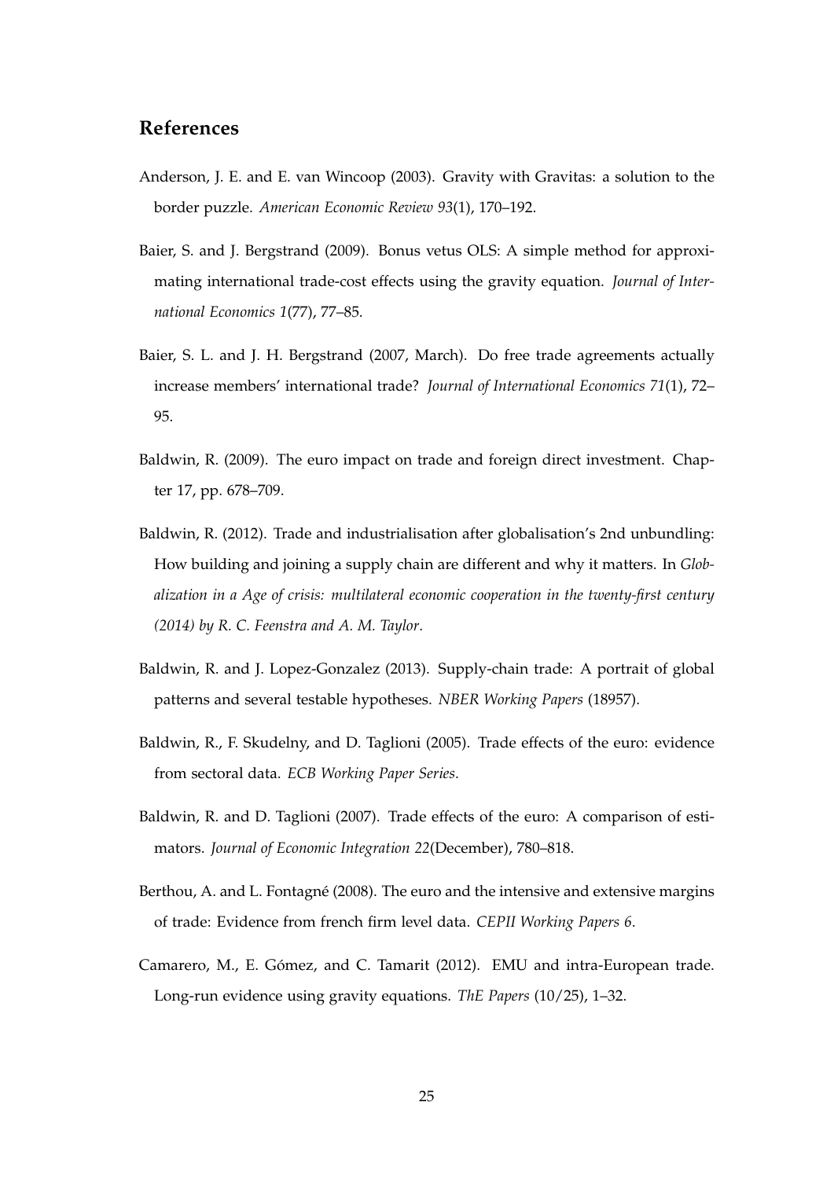## References

Anderson, J. E. and E. van Wincoop (2003). Gravity with Gravitas: a solution to the border puzzle. *American Economic Review 93*(1), 170–192.

Baier, S. and J. Bergstrand (2009). Bonus vetus OLS: A simple method for approximating international trade-cost effects using the gravity equation. *Journal of International Economics 1*(77), 77–85.

Baier, S. L. and J. H. Bergstrand (2007, March). Do free trade agreements actually increase members' international trade? *Journal of International Economics 71*(1), 72–95.

Baldwin, R. (2009). The euro impact on trade and foreign direct investment. Chapter 17, pp. 678–709.

Baldwin, R. (2012). Trade and industrialisation after globalisation's 2nd unbundling: How building and joining a supply chain are different and why it matters. In *Globalization in a Age of crisis: multilateral economic cooperation in the twenty-first century (2014) by R. C. Feenstra and A. M. Taylor*.

Baldwin, R. and J. Lopez-Gonzalez (2013). Supply-chain trade: A portrait of global patterns and several testable hypotheses. *NBER Working Papers* (18957).

Baldwin, R., F. Skudelny, and D. Taglioni (2005). Trade effects of the euro: evidence from sectoral data. *ECB Working Paper Series*.

Baldwin, R. and D. Taglioni (2007). Trade effects of the euro: A comparison of estimators. *Journal of Economic Integration 22*(December), 780–818.

Berthou, A. and L. Fontagné (2008). The euro and the intensive and extensive margins of trade: Evidence from french firm level data. *CEPII Working Papers 6*.

Camarero, M., E. Gómez, and C. Tamarit (2012). EMU and intra-European trade. Long-run evidence using gravity equations. *ThE Papers* (10/25), 1–32.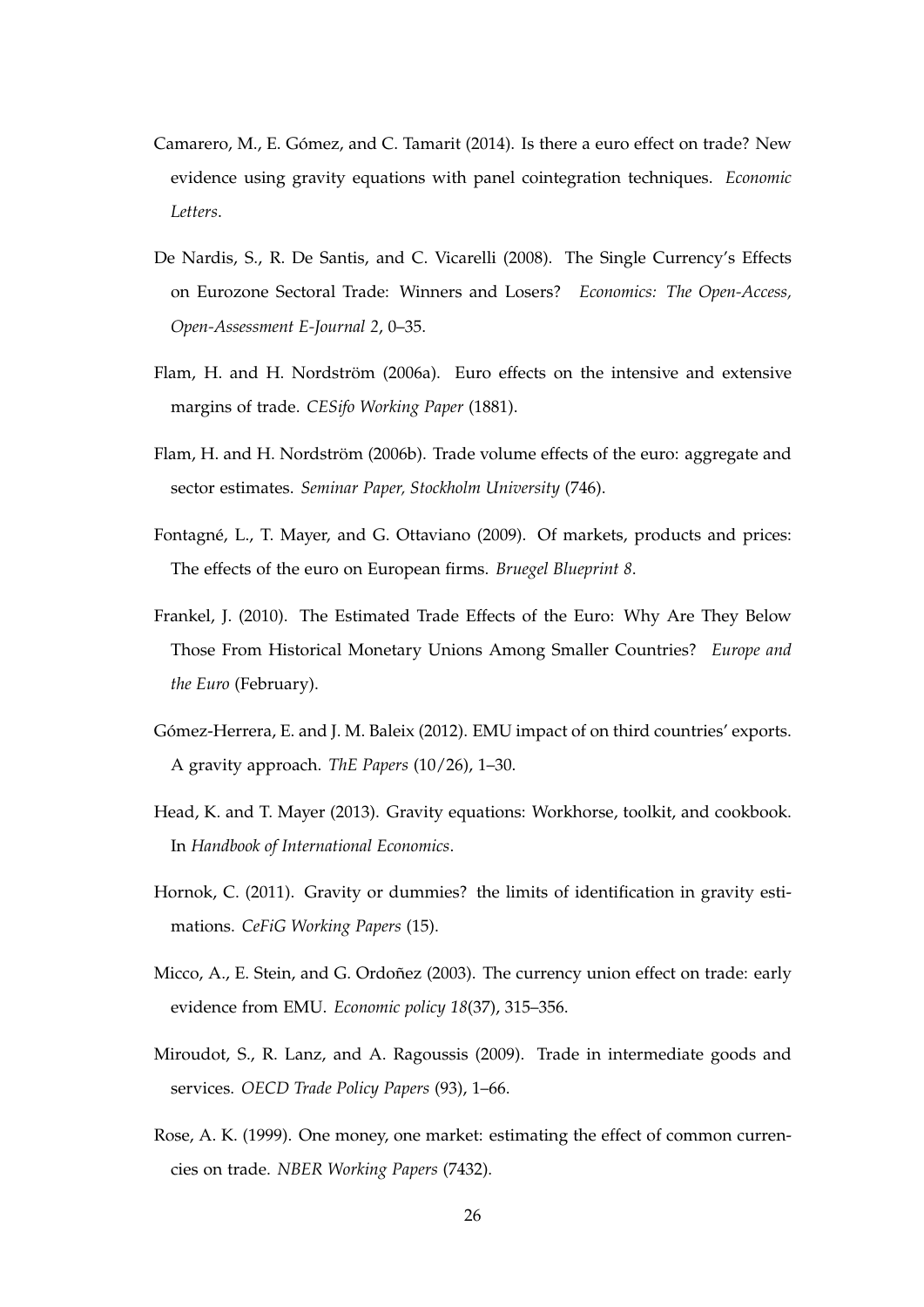Camarero, M., E. Gómez, and C. Tamarit (2014). Is there a euro effect on trade? New evidence using gravity equations with panel cointegration techniques. *Economic Letters*.

De Nardis, S., R. De Santis, and C. Vicarelli (2008). The Single Currency's Effects on Eurozone Sectoral Trade: Winners and Losers? *Economics: The Open-Access, Open-Assessment E-Journal 2*, 0–35.

Flam, H. and H. Nordström (2006a). Euro effects on the intensive and extensive margins of trade. *CESifo Working Paper* (1881).

Flam, H. and H. Nordström (2006b). Trade volume effects of the euro: aggregate and sector estimates. *Seminar Paper, Stockholm University* (746).

Fontagné, L., T. Mayer, and G. Ottaviano (2009). Of markets, products and prices: The effects of the euro on European firms. *Bruegel Blueprint 8*.

Frankel, J. (2010). The Estimated Trade Effects of the Euro: Why Are They Below Those From Historical Monetary Unions Among Smaller Countries? *Europe and the Euro* (February).

Gómez-Herrera, E. and J. M. Baleix (2012). EMU impact of on third countries' exports. A gravity approach. *ThE Papers* (10/26), 1–30.

Head, K. and T. Mayer (2013). Gravity equations: Workhorse, toolkit, and cookbook. In *Handbook of International Economics*.

Hornok, C. (2011). Gravity or dummies? the limits of identification in gravity estimations. *CeFiG Working Papers* (15).

Micco, A., E. Stein, and G. Ordoñez (2003). The currency union effect on trade: early evidence from EMU. *Economic policy 18*(37), 315–356.

Miroudot, S., R. Lanz, and A. Ragoussis (2009). Trade in intermediate goods and services. *OECD Trade Policy Papers* (93), 1–66.

Rose, A. K. (1999). One money, one market: estimating the effect of common currencies on trade. *NBER Working Papers* (7432).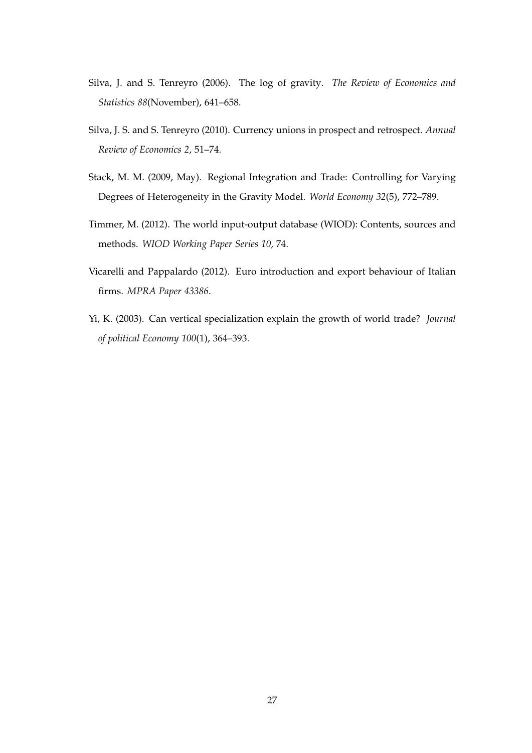Silva, J. and S. Tenreyro (2006). The log of gravity. *The Review of Economics and Statistics 88*(November), 641–658.

Silva, J. S. and S. Tenreyro (2010). Currency unions in prospect and retrospect. *Annual Review of Economics 2*, 51–74.

Stack, M. M. (2009, May). Regional Integration and Trade: Controlling for Varying Degrees of Heterogeneity in the Gravity Model. *World Economy 32*(5), 772–789.

Timmer, M. (2012). The world input-output database (WIOD): Contents, sources and methods. *WIOD Working Paper Series 10*, 74.

Vicarelli and Pappalardo (2012). Euro introduction and export behaviour of Italian firms. *MPRA Paper 43386*.

Yi, K. (2003). Can vertical specialization explain the growth of world trade? *Journal of political Economy 100*(1), 364–393.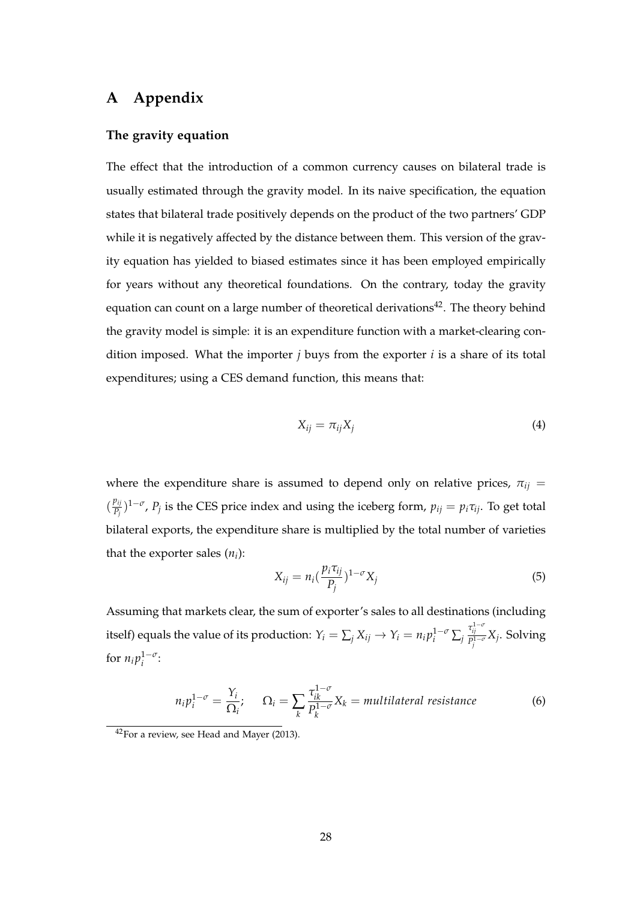# A Appendix

### The gravity equation

The effect that the introduction of a common currency causes on bilateral trade is usually estimated through the gravity model. In its naive specification, the equation states that bilateral trade positively depends on the product of the two partners' GDP while it is negatively affected by the distance between them. This version of the gravity equation has yielded to biased estimates since it has been employed empirically for years without any theoretical foundations. On the contrary, today the gravity equation can count on a large number of theoretical derivations[42]. The theory behind the gravity model is simple: it is an expenditure function with a market-clearing condition imposed. What the importer $j$ buys from the exporter $i$ is a share of its total expenditures; using a CES demand function, this means that:

$$X_{ij} = \pi_{ij} X_j \tag{4}$$

where the expenditure share is assumed to depend only on relative prices, $\pi_{ij} = (\frac{p_{ij}}{P_j})^{1-\sigma}$, $P_j$ is the CES price index and using the iceberg form, $p_{ij} = p_i \tau_{ij}$. To get total bilateral exports, the expenditure share is multiplied by the total number of varieties that the exporter sales ($n_i$):

$$X_{ij} = n_i (\frac{p_i \tau_{ij}}{P_j})^{1-\sigma} X_j \tag{5}$$

Assuming that markets clear, the sum of exporter's sales to all destinations (including itself) equals the value of its production: $Y_i = \sum_j X_{ij} \rightarrow Y_i = n_i p_i^{1-\sigma} \sum_j \frac{\tau_{ij}^{1-\sigma}}{P_j^{1-\sigma}} X_j$. Solving for $n_i p_i^{1-\sigma}$:

$$n_i p_i^{1-\sigma} = \frac{Y_i}{\Omega_i}; \qquad \Omega_i = \sum_k \frac{\tau_{ik}^{1-\sigma}}{P_k^{1-\sigma}} X_k = \textit{multilateral resistance} \tag{6}$$

[42]For a review, see Head and Mayer (2013).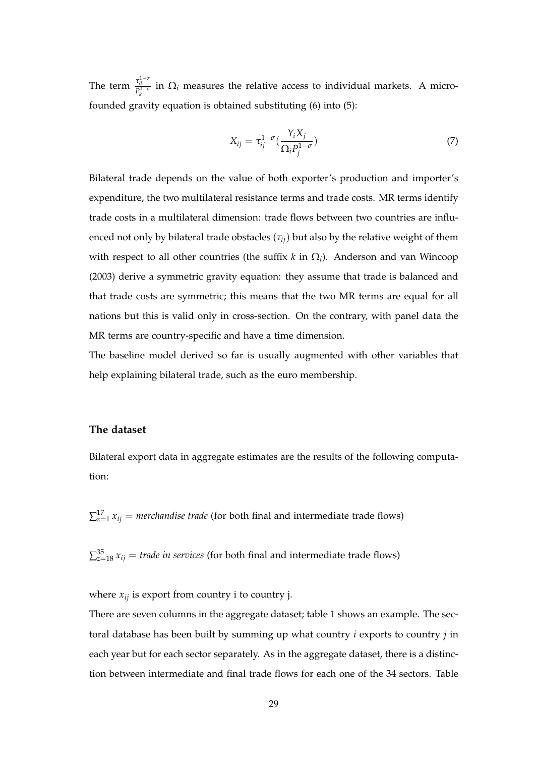The term $\frac{\tau_{ik}^{1-\sigma}}{P_k^{1-\sigma}}$ in $\Omega_i$ measures the relative access to individual markets. A micro-founded gravity equation is obtained substituting (6) into (5):

$$X_{ij} = \tau_{ij}^{1-\sigma}(\frac{Y_i X_j}{\Omega_i P_j^{1-\sigma}}) \tag{7}$$

Bilateral trade depends on the value of both exporter's production and importer's expenditure, the two multilateral resistance terms and trade costs. MR terms identify trade costs in a multilateral dimension: trade flows between two countries are influenced not only by bilateral trade obstacles ($\tau_{ij}$) but also by the relative weight of them with respect to all other countries (the suffix $k$ in $\Omega_i$). Anderson and van Wincoop (2003) derive a symmetric gravity equation: they assume that trade is balanced and that trade costs are symmetric; this means that the two MR terms are equal for all nations but this is valid only in cross-section. On the contrary, with panel data the MR terms are country-specific and have a time dimension.

The baseline model derived so far is usually augmented with other variables that help explaining bilateral trade, such as the euro membership.

### The dataset

Bilateral export data in aggregate estimates are the results of the following computation:

$\sum_{z=1}^{17} x_{ij} =$ *merchandise trade* (for both final and intermediate trade flows)

$\sum_{z=18}^{35} x_{ij} =$ *trade in services* (for both final and intermediate trade flows)

where $x_{ij}$ is export from country i to country j.

There are seven columns in the aggregate dataset; table 1 shows an example. The sectoral database has been built by summing up what country $i$ exports to country $j$ in each year but for each sector separately. As in the aggregate dataset, there is a distinction between intermediate and final trade flows for each one of the 34 sectors. Table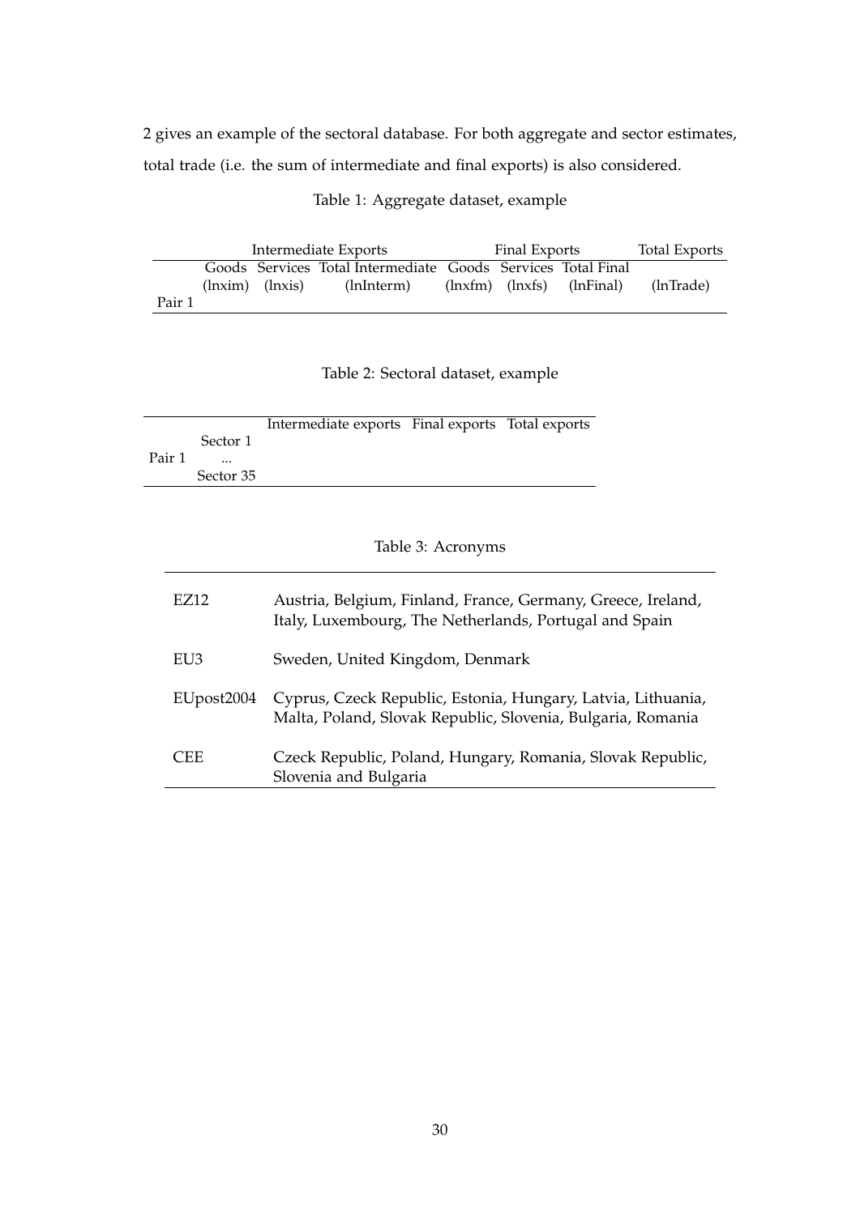2 gives an example of the sectoral database. For both aggregate and sector estimates, total trade (i.e. the sum of intermediate and final exports) is also considered.

Table 1: Aggregate dataset, example

| | Intermediate Exports | | | Final Exports | | | Total Exports |
|---|---|---|---|---|---|---|---|
| | Goods | Services | Total Intermediate | Goods | Services | Total Final | |
| | (lnxim) | (lnxis) | (lnInterm) | (lnxfm) | (lnxfs) | (lnFinal) | (lnTrade) |
| Pair 1 | | | | | | | |

Table 2: Sectoral dataset, example

| | | Intermediate exports | Final exports | Total exports |
|---|---|---|---|---|
| | Sector 1 | | | |
| Pair 1 | ... | | | |
| | Sector 35 | | | |

Table 3: Acronyms

| | |
|---|---|
| EZ12 | Austria, Belgium, Finland, France, Germany, Greece, Ireland, Italy, Luxembourg, The Netherlands, Portugal and Spain |
| EU3 | Sweden, United Kingdom, Denmark |
| EUpost2004 | Cyprus, Czeck Republic, Estonia, Hungary, Latvia, Lithuania, Malta, Poland, Slovak Republic, Slovenia, Bulgaria, Romania |
| CEE | Czeck Republic, Poland, Hungary, Romania, Slovak Republic, Slovenia and Bulgaria |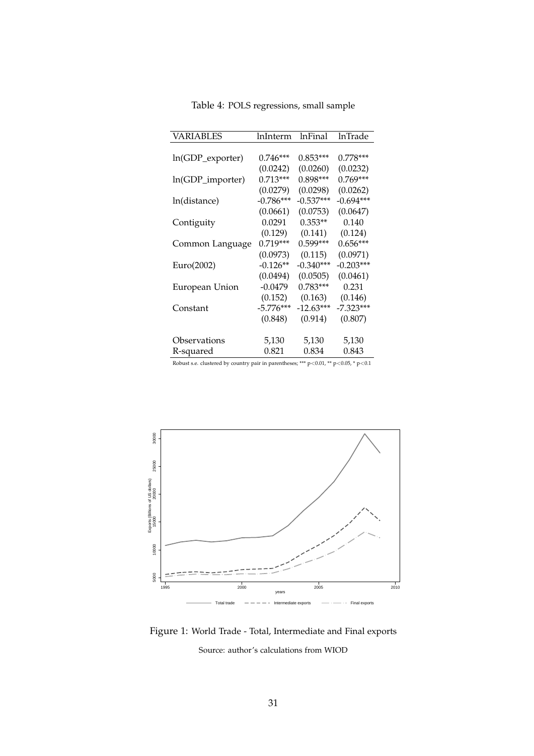Table 4: POLS regressions, small sample

| VARIABLES | lnInterm | lnFinal | lnTrade |
|---|---|---|---|
| ln(GDP_exporter) | 0.746*** | 0.853*** | 0.778*** |
| | (0.0242) | (0.0260) | (0.0232) |
| ln(GDP_importer) | 0.713*** | 0.898*** | 0.769*** |
| | (0.0279) | (0.0298) | (0.0262) |
| ln(distance) | -0.786*** | -0.537*** | -0.694*** |
| | (0.0661) | (0.0753) | (0.0647) |
| Contiguity | 0.0291 | 0.353** | 0.140 |
| | (0.129) | (0.141) | (0.124) |
| Common Language | 0.719*** | 0.599*** | 0.656*** |
| | (0.0973) | (0.115) | (0.0971) |
| Euro(2002) | -0.126** | -0.340*** | -0.203*** |
| | (0.0494) | (0.0505) | (0.0461) |
| European Union | -0.0479 | 0.783*** | 0.231 |
| | (0.152) | (0.163) | (0.146) |
| Constant | -5.776*** | -12.63*** | -7.323*** |
| | (0.848) | (0.914) | (0.807) |
| Observations | 5,130 | 5,130 | 5,130 |
| R-squared | 0.821 | 0.834 | 0.843 |

Robust s.e. clustered by country pair in parentheses; *** p<0.01, ** p<0.05, * p<0.1

Figure 1: World Trade - Total, Intermediate and Final exports

Source: author's calculations from WIOD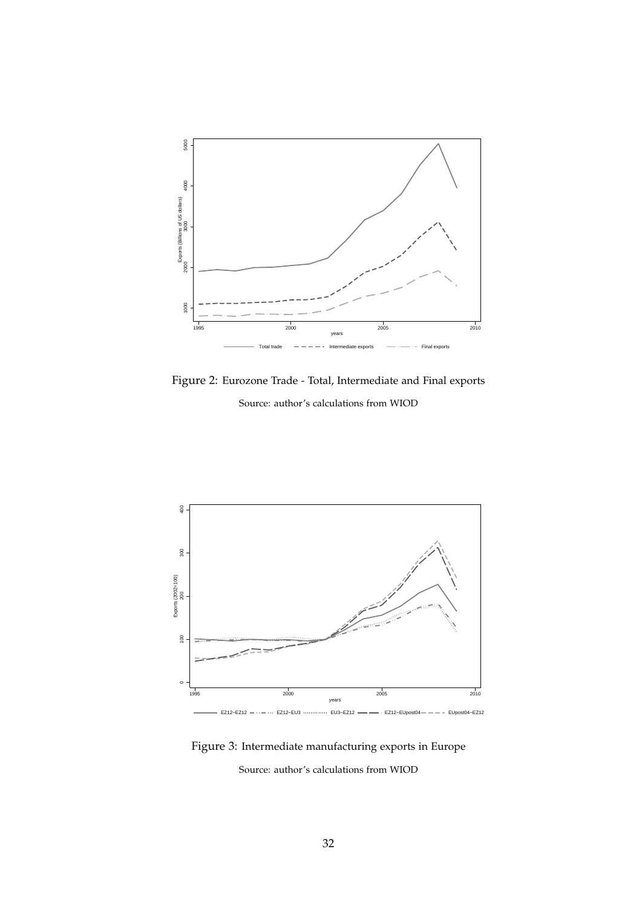Figure 2: Eurozone Trade - Total, Intermediate and Final exports

Source: author's calculations from WIOD

Figure 3: Intermediate manufacturing exports in Europe

Source: author's calculations from WIOD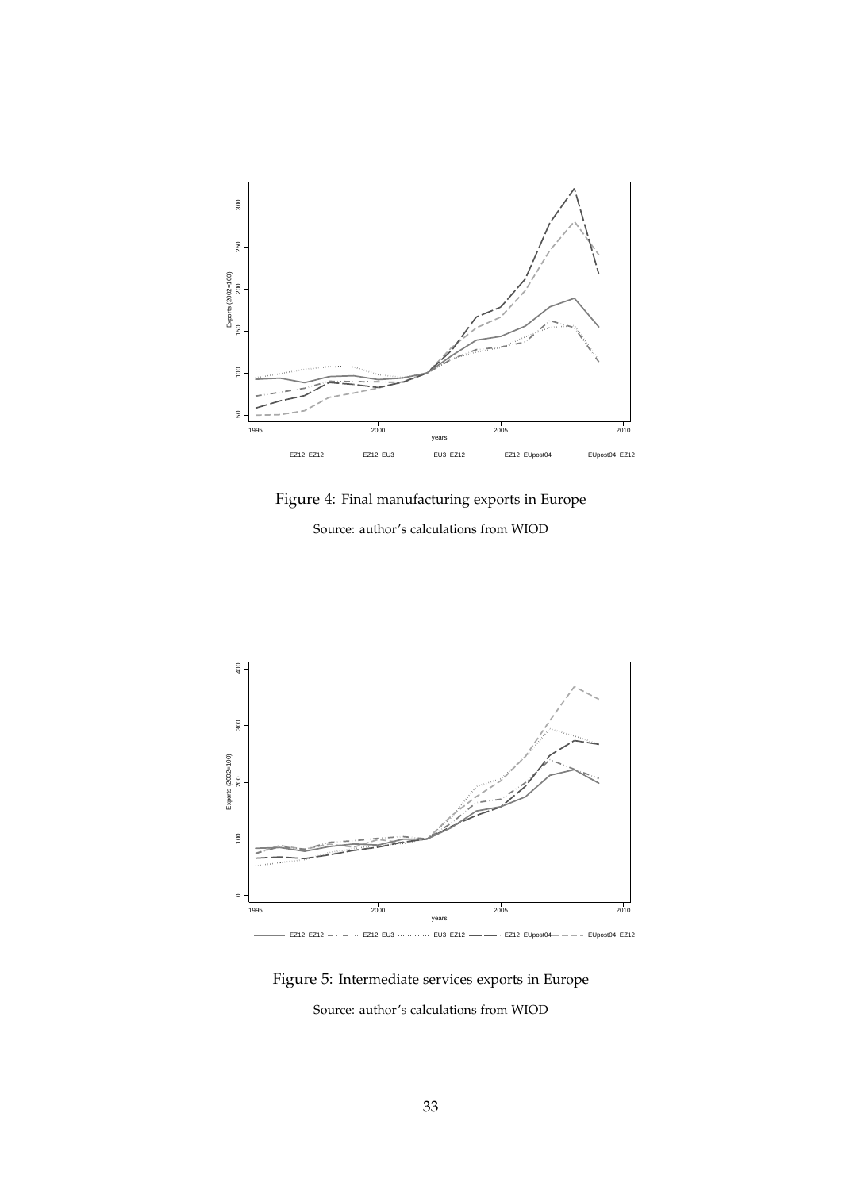Figure 4: Final manufacturing exports in Europe

Source: author's calculations from WIOD

Figure 5: Intermediate services exports in Europe

Source: author's calculations from WIOD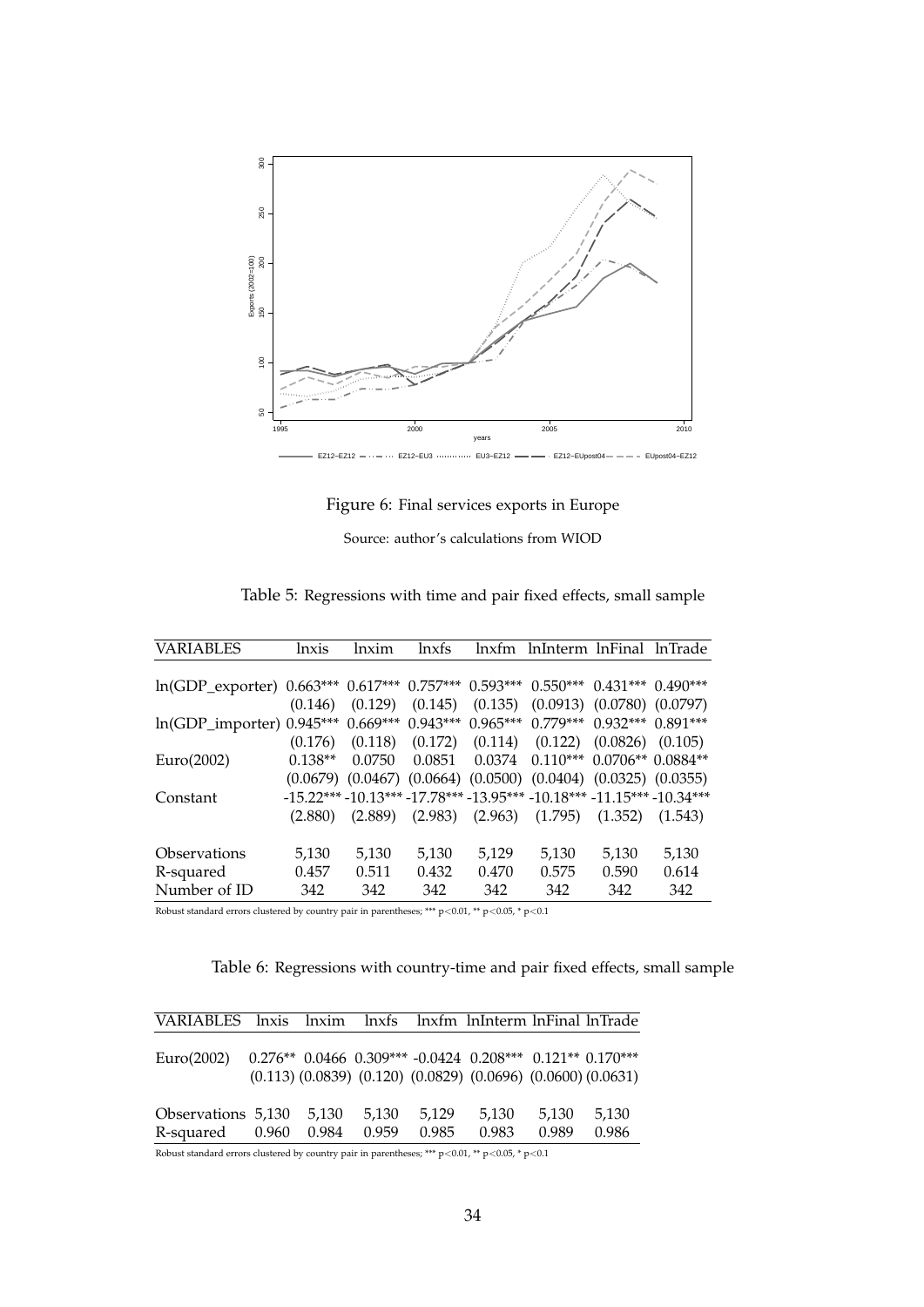Figure 6: Final services exports in Europe

Source: author's calculations from WIOD

Table 5: Regressions with time and pair fixed effects, small sample

| VARIABLES | lnxis | lnxim | lnxfs | lnxfm | lnInterm | lnFinal | lnTrade |
|---|---|---|---|---|---|---|---|
| ln(GDP_exporter) | 0.663*** | 0.617*** | 0.757*** | 0.593*** | 0.550*** | 0.431*** | 0.490*** |
| | (0.146) | (0.129) | (0.145) | (0.135) | (0.0913) | (0.0780) | (0.0797) |
| ln(GDP_importer) | 0.945*** | 0.669*** | 0.943*** | 0.965*** | 0.779*** | 0.932*** | 0.891*** |
| | (0.176) | (0.118) | (0.172) | (0.114) | (0.122) | (0.0826) | (0.105) |
| Euro(2002) | 0.138** | 0.0750 | 0.0851 | 0.0374 | 0.110*** | 0.0706** | 0.0884** |
| | (0.0679) | (0.0467) | (0.0664) | (0.0500) | (0.0404) | (0.0325) | (0.0355) |
| Constant | -15.22*** | -10.13*** | -17.78*** | -13.95*** | -10.18*** | -11.15*** | -10.34*** |
| | (2.880) | (2.889) | (2.983) | (2.963) | (1.795) | (1.352) | (1.543) |
| Observations | 5,130 | 5,130 | 5,130 | 5,129 | 5,130 | 5,130 | 5,130 |
| R-squared | 0.457 | 0.511 | 0.432 | 0.470 | 0.575 | 0.590 | 0.614 |
| Number of ID | 342 | 342 | 342 | 342 | 342 | 342 | 342 |

Robust standard errors clustered by country pair in parentheses; *** p<0.01, ** p<0.05, * p<0.1

Table 6: Regressions with country-time and pair fixed effects, small sample

| VARIABLES | lnxis | lnxim | lnxfs | lnxfm | lnInterm | lnFinal | lnTrade |
|---|---|---|---|---|---|---|---|
| Euro(2002) | 0.276** | 0.0466 | 0.309*** | -0.0424 | 0.208*** | 0.121** | 0.170*** |
| | (0.113) | (0.0839) | (0.120) | (0.0829) | (0.0696) | (0.0600) | (0.0631) |
| Observations | 5,130 | 5,130 | 5,130 | 5,129 | 5,130 | 5,130 | 5,130 |
| R-squared | 0.960 | 0.984 | 0.959 | 0.985 | 0.983 | 0.989 | 0.986 |

Robust standard errors clustered by country pair in parentheses; *** p<0.01, ** p<0.05, * p<0.1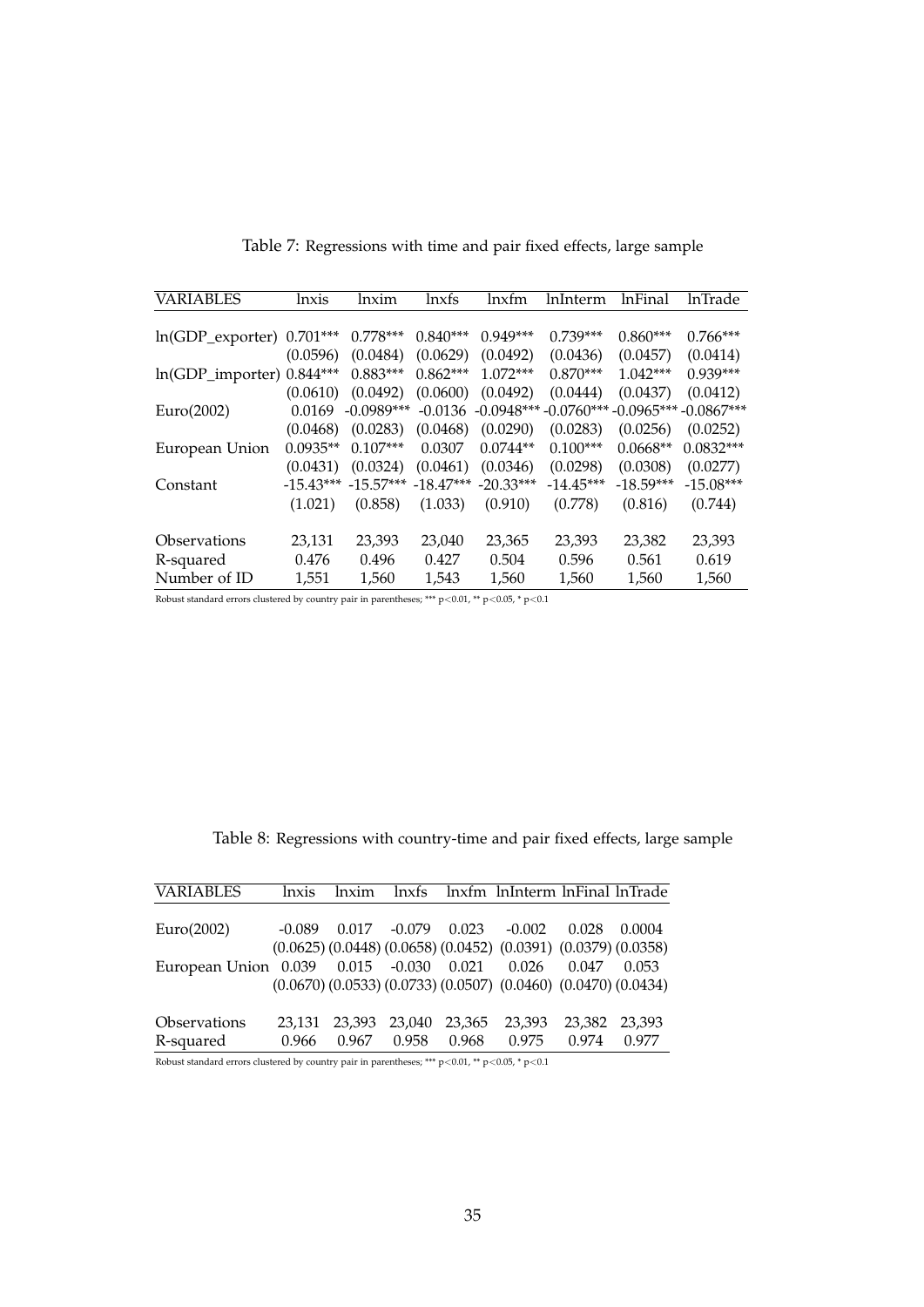Table 7: Regressions with time and pair fixed effects, large sample

| VARIABLES | lnxis | lnxim | lnxfs | lnxfm | lnInterm | lnFinal | lnTrade |
|---|---|---|---|---|---|---|---|
| ln(GDP_exporter) | 0.701*** | 0.778*** | 0.840*** | 0.949*** | 0.739*** | 0.860*** | 0.766*** |
| | (0.0596) | (0.0484) | (0.0629) | (0.0492) | (0.0436) | (0.0457) | (0.0414) |
| ln(GDP_importer) | 0.844*** | 0.883*** | 0.862*** | 1.072*** | 0.870*** | 1.042*** | 0.939*** |
| | (0.0610) | (0.0492) | (0.0600) | (0.0492) | (0.0444) | (0.0437) | (0.0412) |
| Euro(2002) | 0.0169 | -0.0989*** | -0.0136 | -0.0948*** | -0.0760*** | -0.0965*** | -0.0867*** |
| | (0.0468) | (0.0283) | (0.0468) | (0.0290) | (0.0283) | (0.0256) | (0.0252) |
| European Union | 0.0935** | 0.107*** | 0.0307 | 0.0744** | 0.100*** | 0.0668** | 0.0832*** |
| | (0.0431) | (0.0324) | (0.0461) | (0.0346) | (0.0298) | (0.0308) | (0.0277) |
| Constant | -15.43*** | -15.57*** | -18.47*** | -20.33*** | -14.45*** | -18.59*** | -15.08*** |
| | (1.021) | (0.858) | (1.033) | (0.910) | (0.778) | (0.816) | (0.744) |
| Observations | 23,131 | 23,393 | 23,040 | 23,365 | 23,393 | 23,382 | 23,393 |
| R-squared | 0.476 | 0.496 | 0.427 | 0.504 | 0.596 | 0.561 | 0.619 |
| Number of ID | 1,551 | 1,560 | 1,543 | 1,560 | 1,560 | 1,560 | 1,560 |

Robust standard errors clustered by country pair in parentheses; *** p<0.01, ** p<0.05, * p<0.1

Table 8: Regressions with country-time and pair fixed effects, large sample

| VARIABLES | lnxis | lnxim | lnxfs | lnxfm | lnInterm | lnFinal | lnTrade |
|---|---|---|---|---|---|---|---|
| Euro(2002) | -0.089 | 0.017 | -0.079 | 0.023 | -0.002 | 0.028 | 0.0004 |
| | (0.0625) | (0.0448) | (0.0658) | (0.0452) | (0.0391) | (0.0379) | (0.0358) |
| European Union | 0.039 | 0.015 | -0.030 | 0.021 | 0.026 | 0.047 | 0.053 |
| | (0.0670) | (0.0533) | (0.0733) | (0.0507) | (0.0460) | (0.0470) | (0.0434) |
| Observations | 23,131 | 23,393 | 23,040 | 23,365 | 23,393 | 23,382 | 23,393 |
| R-squared | 0.966 | 0.967 | 0.958 | 0.968 | 0.975 | 0.974 | 0.977 |

Robust standard errors clustered by country pair in parentheses; *** p<0.01, ** p<0.05, * p<0.1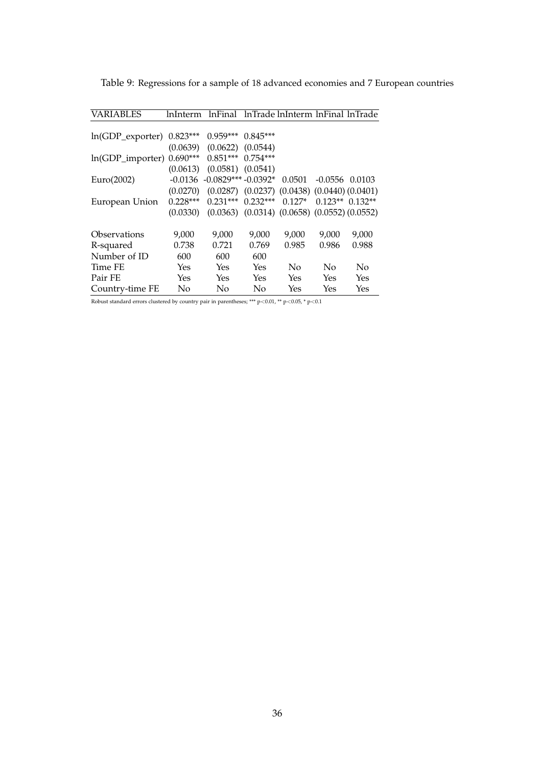Table 9: Regressions for a sample of 18 advanced economies and 7 European countries

| VARIABLES | lnInterm | lnFinal | lnTrade | lnInterm | lnFinal | lnTrade |
|---|---|---|---|---|---|---|
| ln(GDP_exporter) | 0.823*** | 0.959*** | 0.845*** | | | |
| | (0.0639) | (0.0622) | (0.0544) | | | |
| ln(GDP_importer) | 0.690*** | 0.851*** | 0.754*** | | | |
| | (0.0613) | (0.0581) | (0.0541) | | | |
| Euro(2002) | -0.0136 | -0.0829*** | -0.0392* | 0.0501 | -0.0556 | 0.0103 |
| | (0.0270) | (0.0287) | (0.0237) | (0.0438) | (0.0440) | (0.0401) |
| European Union | 0.228*** | 0.231*** | 0.232*** | 0.127* | 0.123** | 0.132** |
| | (0.0330) | (0.0363) | (0.0314) | (0.0658) | (0.0552) | (0.0552) |
| Observations | 9,000 | 9,000 | 9,000 | 9,000 | 9,000 | 9,000 |
| R-squared | 0.738 | 0.721 | 0.769 | 0.985 | 0.986 | 0.988 |
| Number of ID | 600 | 600 | 600 | | | |
| Time FE | Yes | Yes | Yes | No | No | No |
| Pair FE | Yes | Yes | Yes | Yes | Yes | Yes |
| Country-time FE | No | No | No | Yes | Yes | Yes |

Robust standard errors clustered by country pair in parentheses; *** $p<0.01$, ** $p<0.05$, * $p<0.1$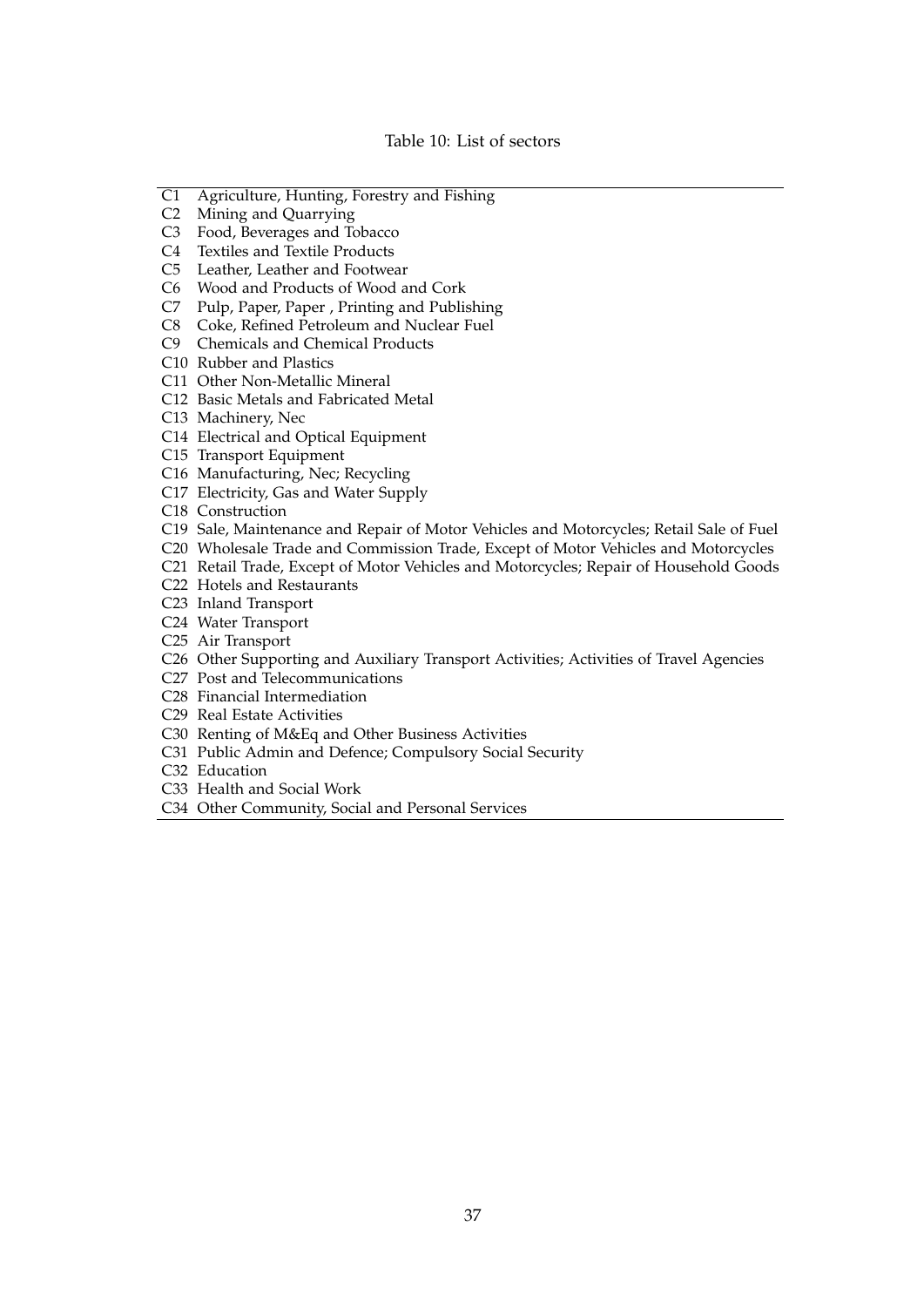Table 10: List of sectors

| | |
|---|---|
| C1 | Agriculture, Hunting, Forestry and Fishing |
| C2 | Mining and Quarrying |
| C3 | Food, Beverages and Tobacco |
| C4 | Textiles and Textile Products |
| C5 | Leather, Leather and Footwear |
| C6 | Wood and Products of Wood and Cork |
| C7 | Pulp, Paper, Paper , Printing and Publishing |
| C8 | Coke, Refined Petroleum and Nuclear Fuel |
| C9 | Chemicals and Chemical Products |
| C10 | Rubber and Plastics |
| C11 | Other Non-Metallic Mineral |
| C12 | Basic Metals and Fabricated Metal |
| C13 | Machinery, Nec |
| C14 | Electrical and Optical Equipment |
| C15 | Transport Equipment |
| C16 | Manufacturing, Nec; Recycling |
| C17 | Electricity, Gas and Water Supply |
| C18 | Construction |
| C19 | Sale, Maintenance and Repair of Motor Vehicles and Motorcycles; Retail Sale of Fuel |
| C20 | Wholesale Trade and Commission Trade, Except of Motor Vehicles and Motorcycles |
| C21 | Retail Trade, Except of Motor Vehicles and Motorcycles; Repair of Household Goods |
| C22 | Hotels and Restaurants |
| C23 | Inland Transport |
| C24 | Water Transport |
| C25 | Air Transport |
| C26 | Other Supporting and Auxiliary Transport Activities; Activities of Travel Agencies |
| C27 | Post and Telecommunications |
| C28 | Financial Intermediation |
| C29 | Real Estate Activities |
| C30 | Renting of M&Eq and Other Business Activities |
| C31 | Public Admin and Defence; Compulsory Social Security |
| C32 | Education |
| C33 | Health and Social Work |
| C34 | Other Community, Social and Personal Services |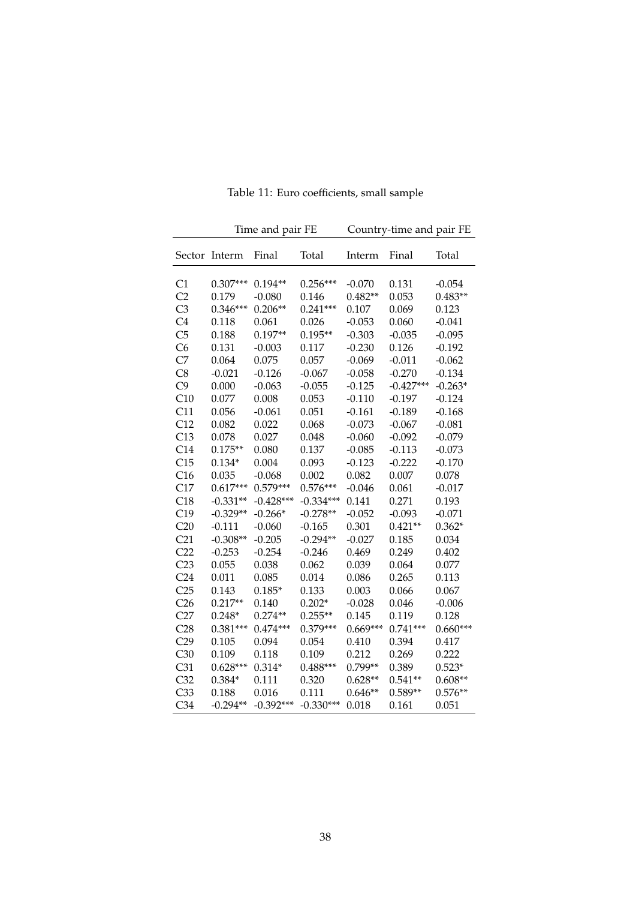Table 11: Euro coefficients, small sample

| | Time and pair FE | | | Country-time and pair FE | | |
|---|---|---|---|---|---|---|
| Sector | Interm | Final | Total | Interm | Final | Total |
| C1 | 0.307*** | 0.194** | 0.256*** | -0.070 | 0.131 | -0.054 |
| C2 | 0.179 | -0.080 | 0.146 | 0.482** | 0.053 | 0.483** |
| C3 | 0.346*** | 0.206** | 0.241*** | 0.107 | 0.069 | 0.123 |
| C4 | 0.118 | 0.061 | 0.026 | -0.053 | 0.060 | -0.041 |
| C5 | 0.188 | 0.197** | 0.195** | -0.303 | -0.035 | -0.095 |
| C6 | 0.131 | -0.003 | 0.117 | -0.230 | 0.126 | -0.192 |
| C7 | 0.064 | 0.075 | 0.057 | -0.069 | -0.011 | -0.062 |
| C8 | -0.021 | -0.126 | -0.067 | -0.058 | -0.270 | -0.134 |
| C9 | 0.000 | -0.063 | -0.055 | -0.125 | -0.427*** | -0.263* |
| C10 | 0.077 | 0.008 | 0.053 | -0.110 | -0.197 | -0.124 |
| C11 | 0.056 | -0.061 | 0.051 | -0.161 | -0.189 | -0.168 |
| C12 | 0.082 | 0.022 | 0.068 | -0.073 | -0.067 | -0.081 |
| C13 | 0.078 | 0.027 | 0.048 | -0.060 | -0.092 | -0.079 |
| C14 | 0.175** | 0.080 | 0.137 | -0.085 | -0.113 | -0.073 |
| C15 | 0.134* | 0.004 | 0.093 | -0.123 | -0.222 | -0.170 |
| C16 | 0.035 | -0.068 | 0.002 | 0.082 | 0.007 | 0.078 |
| C17 | 0.617*** | 0.579*** | 0.576*** | -0.046 | 0.061 | -0.017 |
| C18 | -0.331** | -0.428*** | -0.334*** | 0.141 | 0.271 | 0.193 |
| C19 | -0.329** | -0.266* | -0.278** | -0.052 | -0.093 | -0.071 |
| C20 | -0.111 | -0.060 | -0.165 | 0.301 | 0.421** | 0.362* |
| C21 | -0.308** | -0.205 | -0.294** | -0.027 | 0.185 | 0.034 |
| C22 | -0.253 | -0.254 | -0.246 | 0.469 | 0.249 | 0.402 |
| C23 | 0.055 | 0.038 | 0.062 | 0.039 | 0.064 | 0.077 |
| C24 | 0.011 | 0.085 | 0.014 | 0.086 | 0.265 | 0.113 |
| C25 | 0.143 | 0.185* | 0.133 | 0.003 | 0.066 | 0.067 |
| C26 | 0.217** | 0.140 | 0.202* | -0.028 | 0.046 | -0.006 |
| C27 | 0.248* | 0.274** | 0.255** | 0.145 | 0.119 | 0.128 |
| C28 | 0.381*** | 0.474*** | 0.379*** | 0.669*** | 0.741*** | 0.660*** |
| C29 | 0.105 | 0.094 | 0.054 | 0.410 | 0.394 | 0.417 |
| C30 | 0.109 | 0.118 | 0.109 | 0.212 | 0.269 | 0.222 |
| C31 | 0.628*** | 0.314* | 0.488*** | 0.799** | 0.389 | 0.523* |
| C32 | 0.384* | 0.111 | 0.320 | 0.628** | 0.541** | 0.608** |
| C33 | 0.188 | 0.016 | 0.111 | 0.646** | 0.589** | 0.576** |
| C34 | -0.294** | -0.392*** | -0.330*** | 0.018 | 0.161 | 0.051 |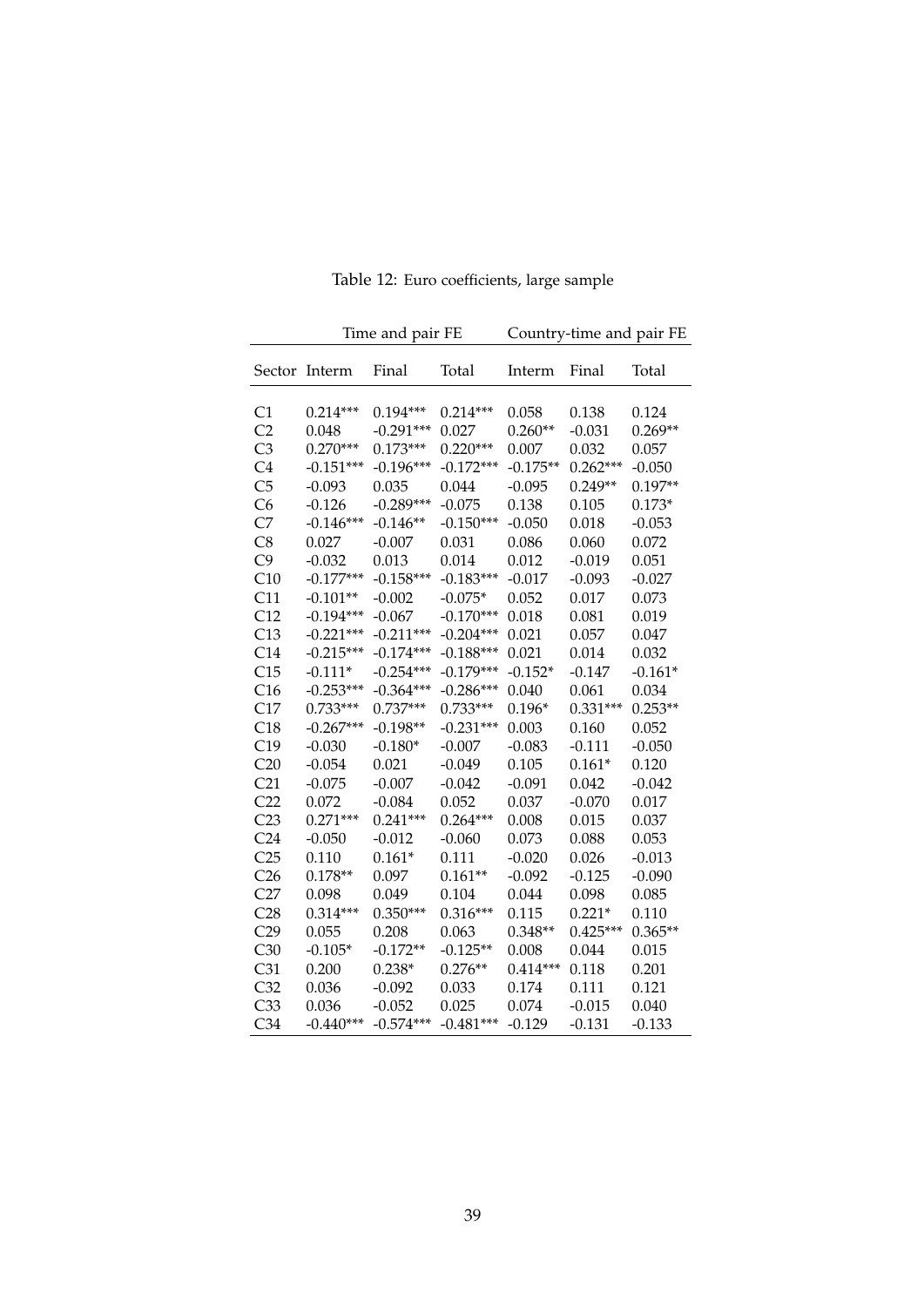Table 12: Euro coefficients, large sample

| | Time and pair FE | | | Country-time and pair FE | | |
|---|---|---|---|---|---|---|
| Sector | Interm | Final | Total | Interm | Final | Total |
| C1 | 0.214*** | 0.194*** | 0.214*** | 0.058 | 0.138 | 0.124 |
| C2 | 0.048 | -0.291*** | 0.027 | 0.260** | -0.031 | 0.269** |
| C3 | 0.270*** | 0.173*** | 0.220*** | 0.007 | 0.032 | 0.057 |
| C4 | -0.151*** | -0.196*** | -0.172*** | -0.175** | 0.262*** | -0.050 |
| C5 | -0.093 | 0.035 | 0.044 | -0.095 | 0.249** | 0.197** |
| C6 | -0.126 | -0.289*** | -0.075 | 0.138 | 0.105 | 0.173* |
| C7 | -0.146*** | -0.146** | -0.150*** | -0.050 | 0.018 | -0.053 |
| C8 | 0.027 | -0.007 | 0.031 | 0.086 | 0.060 | 0.072 |
| C9 | -0.032 | 0.013 | 0.014 | 0.012 | -0.019 | 0.051 |
| C10 | -0.177*** | -0.158*** | -0.183*** | -0.017 | -0.093 | -0.027 |
| C11 | -0.101** | -0.002 | -0.075* | 0.052 | 0.017 | 0.073 |
| C12 | -0.194*** | -0.067 | -0.170*** | 0.018 | 0.081 | 0.019 |
| C13 | -0.221*** | -0.211*** | -0.204*** | 0.021 | 0.057 | 0.047 |
| C14 | -0.215*** | -0.174*** | -0.188*** | 0.021 | 0.014 | 0.032 |
| C15 | -0.111* | -0.254*** | -0.179*** | -0.152* | -0.147 | -0.161* |
| C16 | -0.253*** | -0.364*** | -0.286*** | 0.040 | 0.061 | 0.034 |
| C17 | 0.733*** | 0.737*** | 0.733*** | 0.196* | 0.331*** | 0.253** |
| C18 | -0.267*** | -0.198** | -0.231*** | 0.003 | 0.160 | 0.052 |
| C19 | -0.030 | -0.180* | -0.007 | -0.083 | -0.111 | -0.050 |
| C20 | -0.054 | 0.021 | -0.049 | 0.105 | 0.161* | 0.120 |
| C21 | -0.075 | -0.007 | -0.042 | -0.091 | 0.042 | -0.042 |
| C22 | 0.072 | -0.084 | 0.052 | 0.037 | -0.070 | 0.017 |
| C23 | 0.271*** | 0.241*** | 0.264*** | 0.008 | 0.015 | 0.037 |
| C24 | -0.050 | -0.012 | -0.060 | 0.073 | 0.088 | 0.053 |
| C25 | 0.110 | 0.161* | 0.111 | -0.020 | 0.026 | -0.013 |
| C26 | 0.178** | 0.097 | 0.161** | -0.092 | -0.125 | -0.090 |
| C27 | 0.098 | 0.049 | 0.104 | 0.044 | 0.098 | 0.085 |
| C28 | 0.314*** | 0.350*** | 0.316*** | 0.115 | 0.221* | 0.110 |
| C29 | 0.055 | 0.208 | 0.063 | 0.348** | 0.425*** | 0.365** |
| C30 | -0.105* | -0.172** | -0.125** | 0.008 | 0.044 | 0.015 |
| C31 | 0.200 | 0.238* | 0.276** | 0.414*** | 0.118 | 0.201 |
| C32 | 0.036 | -0.092 | 0.033 | 0.174 | 0.111 | 0.121 |
| C33 | 0.036 | -0.052 | 0.025 | 0.074 | -0.015 | 0.040 |
| C34 | -0.440*** | -0.574*** | -0.481*** | -0.129 | -0.131 | -0.133 |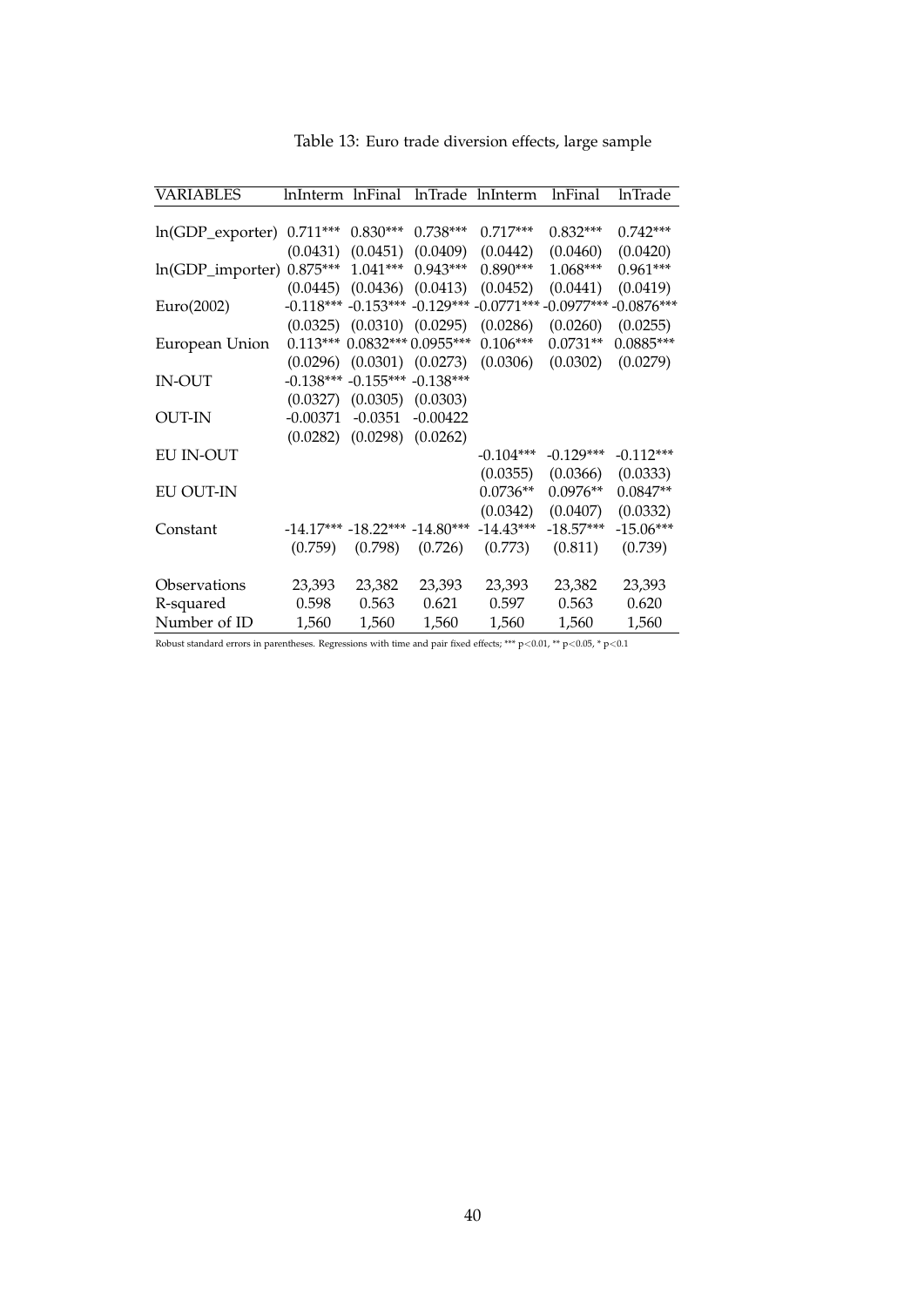Table 13: Euro trade diversion effects, large sample

| VARIABLES | lnInterm | lnFinal | lnTrade | lnInterm | lnFinal | lnTrade |
|---|---|---|---|---|---|---|
| ln(GDP_exporter) | 0.711*** | 0.830*** | 0.738*** | 0.717*** | 0.832*** | 0.742*** |
| | (0.0431) | (0.0451) | (0.0409) | (0.0442) | (0.0460) | (0.0420) |
| ln(GDP_importer) | 0.875*** | 1.041*** | 0.943*** | 0.890*** | 1.068*** | 0.961*** |
| | (0.0445) | (0.0436) | (0.0413) | (0.0452) | (0.0441) | (0.0419) |
| Euro(2002) | -0.118*** | -0.153*** | -0.129*** | -0.0771*** | -0.0977*** | -0.0876*** |
| | (0.0325) | (0.0310) | (0.0295) | (0.0286) | (0.0260) | (0.0255) |
| European Union | 0.113*** | 0.0832*** | 0.0955*** | 0.106*** | 0.0731** | 0.0885*** |
| | (0.0296) | (0.0301) | (0.0273) | (0.0306) | (0.0302) | (0.0279) |
| IN-OUT | -0.138*** | -0.155*** | -0.138*** | | | |
| | (0.0327) | (0.0305) | (0.0303) | | | |
| OUT-IN | -0.00371 | -0.0351 | -0.00422 | | | |
| | (0.0282) | (0.0298) | (0.0262) | | | |
| EU IN-OUT | | | | -0.104*** | -0.129*** | -0.112*** |
| | | | | (0.0355) | (0.0366) | (0.0333) |
| EU OUT-IN | | | | 0.0736** | 0.0976** | 0.0847** |
| | | | | (0.0342) | (0.0407) | (0.0332) |
| Constant | -14.17*** | -18.22*** | -14.80*** | -14.43*** | -18.57*** | -15.06*** |
| | (0.759) | (0.798) | (0.726) | (0.773) | (0.811) | (0.739) |
| Observations | 23,393 | 23,382 | 23,393 | 23,393 | 23,382 | 23,393 |
| R-squared | 0.598 | 0.563 | 0.621 | 0.597 | 0.563 | 0.620 |
| Number of ID | 1,560 | 1,560 | 1,560 | 1,560 | 1,560 | 1,560 |

Robust standard errors in parentheses. Regressions with time and pair fixed effects; *** $p<0.01$, ** $p<0.05$, * $p<0.1$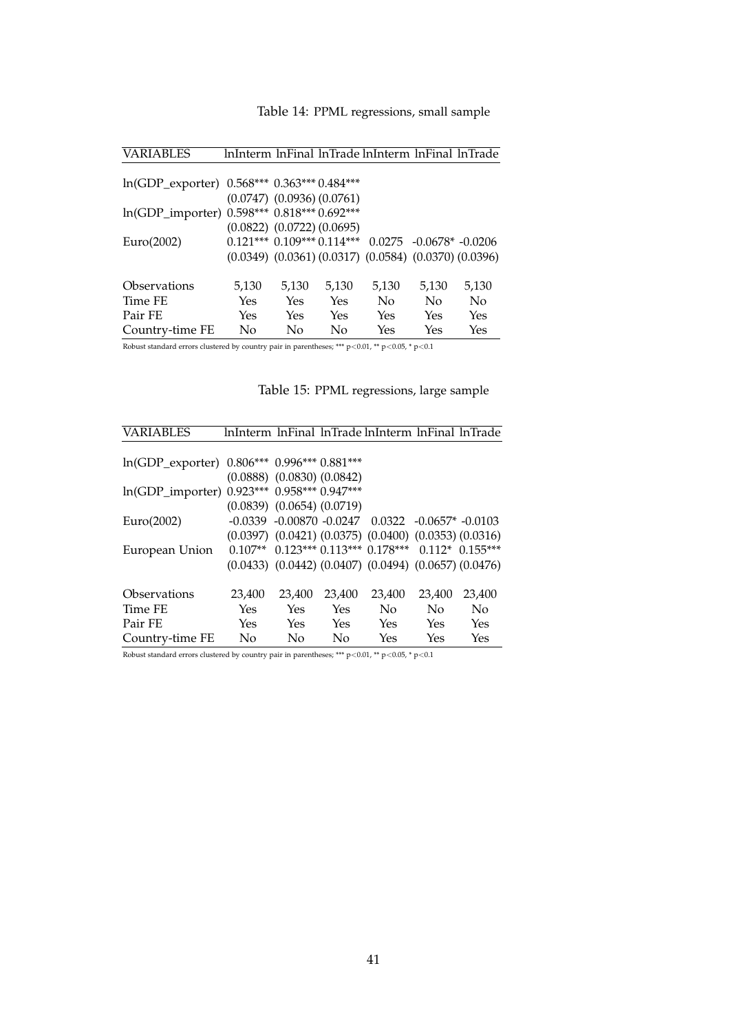Table 14: PPML regressions, small sample

| VARIABLES | lnInterm | lnFinal | lnTrade | lnInterm | lnFinal | lnTrade |
|---|---|---|---|---|---|---|
| ln(GDP_exporter) | 0.568*** | 0.363*** | 0.484*** | | | |
| | (0.0747) | (0.0936) | (0.0761) | | | |
| ln(GDP_importer) | 0.598*** | 0.818*** | 0.692*** | | | |
| | (0.0822) | (0.0722) | (0.0695) | | | |
| Euro(2002) | 0.121*** | 0.109*** | 0.114*** | 0.0275 | -0.0678* | -0.0206 |
| | (0.0349) | (0.0361) | (0.0317) | (0.0584) | (0.0370) | (0.0396) |
| Observations | 5,130 | 5,130 | 5,130 | 5,130 | 5,130 | 5,130 |
| Time FE | Yes | Yes | Yes | No | No | No |
| Pair FE | Yes | Yes | Yes | Yes | Yes | Yes |
| Country-time FE | No | No | No | Yes | Yes | Yes |

Robust standard errors clustered by country pair in parentheses; *** $p<0.01$, ** $p<0.05$, * $p<0.1$

Table 15: PPML regressions, large sample

| VARIABLES | lnInterm | lnFinal | lnTrade | lnInterm | lnFinal | lnTrade |
|---|---|---|---|---|---|---|
| ln(GDP_exporter) | 0.806*** | 0.996*** | 0.881*** | | | |
| | (0.0888) | (0.0830) | (0.0842) | | | |
| ln(GDP_importer) | 0.923*** | 0.958*** | 0.947*** | | | |
| | (0.0839) | (0.0654) | (0.0719) | | | |
| Euro(2002) | -0.0339 | -0.00870 | -0.0247 | 0.0322 | -0.0657* | -0.0103 |
| | (0.0397) | (0.0421) | (0.0375) | (0.0400) | (0.0353) | (0.0316) |
| European Union | 0.107** | 0.123*** | 0.113*** | 0.178*** | 0.112* | 0.155*** |
| | (0.0433) | (0.0442) | (0.0407) | (0.0494) | (0.0657) | (0.0476) |
| Observations | 23,400 | 23,400 | 23,400 | 23,400 | 23,400 | 23,400 |
| Time FE | Yes | Yes | Yes | No | No | No |
| Pair FE | Yes | Yes | Yes | Yes | Yes | Yes |
| Country-time FE | No | No | No | Yes | Yes | Yes |

Robust standard errors clustered by country pair in parentheses; *** $p<0.01$, ** $p<0.05$, * $p<0.1$